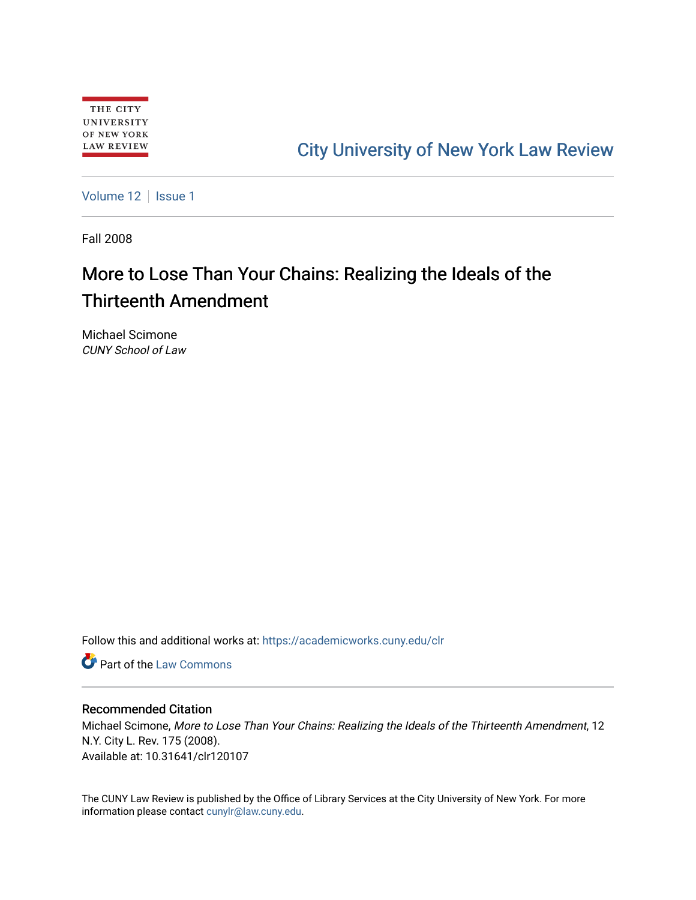THE CITY UNIVERSITY OF NEW YORK LAW REVIEW

City University of New York Law Review

Volume 12 | Issue 1

Fall 2008

# More to Lose Than Your Chains: Realizing the Ideals of the Thirteenth Amendment

Michael Scimone
*CUNY School of Law*

Follow this and additional works at: https://academicworks.cuny.edu/clr

Part of the Law Commons

### Recommended Citation

Michael Scimone, *More to Lose Than Your Chains: Realizing the Ideals of the Thirteenth Amendment*, 12 N.Y. City L. Rev. 175 (2008).
Available at: 10.31641/clr120107

The CUNY Law Review is published by the Office of Library Services at the City University of New York. For more information please contact cunylr@law.cuny.edu.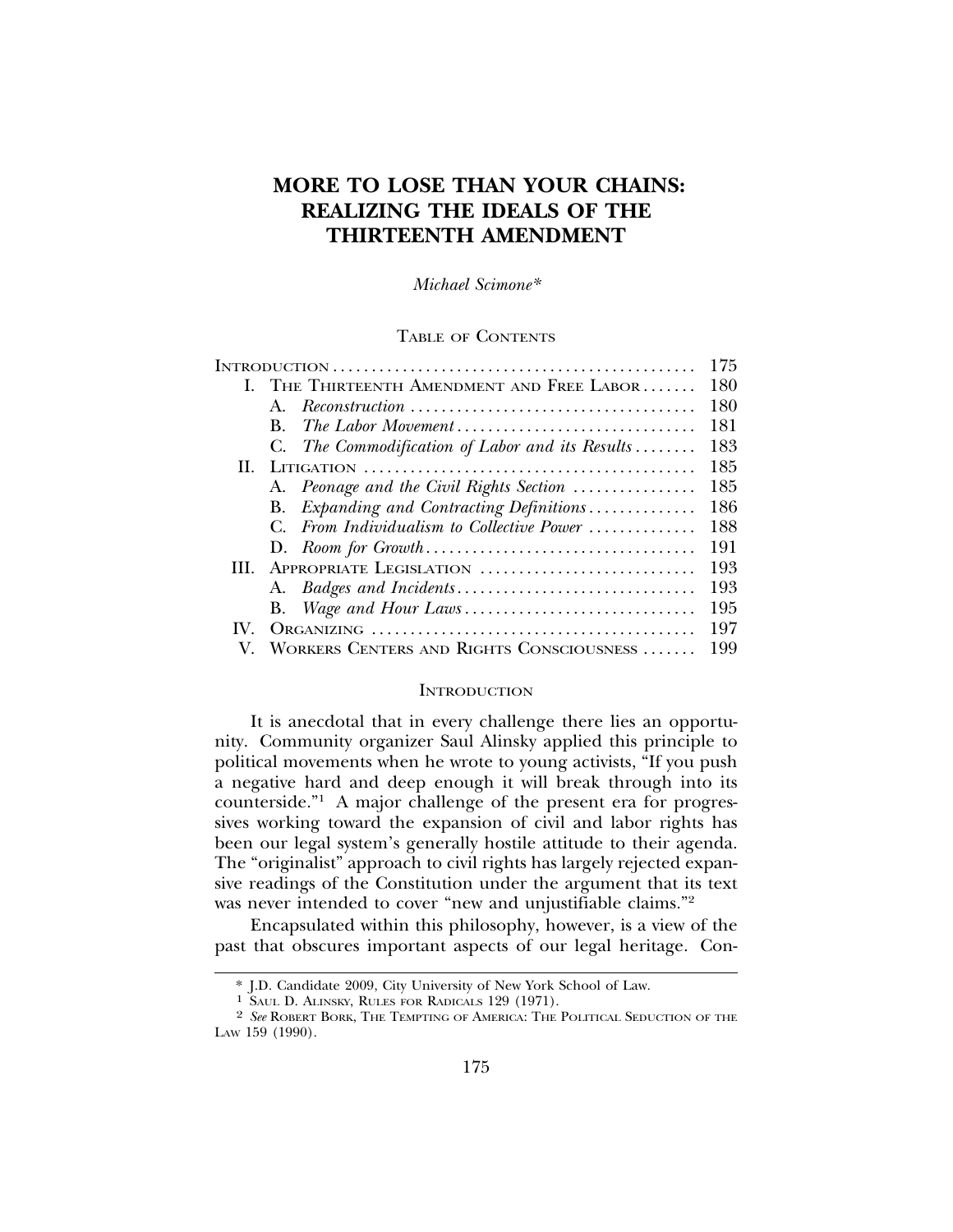# MORE TO LOSE THAN YOUR CHAINS: REALIZING THE IDEALS OF THE THIRTEENTH AMENDMENT

*Michael Scimone**

TABLE OF CONTENTS

| | | |
|---|---|---|
| INTRODUCTION | | 175 |
| I. | THE THIRTEENTH AMENDMENT AND FREE LABOR | 180 |
| | A. *Reconstruction* | 180 |
| | B. *The Labor Movement* | 181 |
| | C. *The Commodification of Labor and its Results* | 183 |
| II. | LITIGATION | 185 |
| | A. *Peonage and the Civil Rights Section* | 185 |
| | B. *Expanding and Contracting Definitions* | 186 |
| | C. *From Individualism to Collective Power* | 188 |
| | D. *Room for Growth* | 191 |
| III. | APPROPRIATE LEGISLATION | 193 |
| | A. *Badges and Incidents* | 193 |
| | B. *Wage and Hour Laws* | 195 |
| IV. | ORGANIZING | 197 |
| V. | WORKERS CENTERS AND RIGHTS CONSCIOUSNESS | 199 |

## INTRODUCTION

It is anecdotal that in every challenge there lies an opportunity. Community organizer Saul Alinsky applied this principle to political movements when he wrote to young activists, "If you push a negative hard and deep enough it will break through into its counterside."[1] A major challenge of the present era for progressives working toward the expansion of civil and labor rights has been our legal system's generally hostile attitude to their agenda. The "originalist" approach to civil rights has largely rejected expansive readings of the Constitution under the argument that its text was never intended to cover "new and unjustifiable claims."[2]

Encapsulated within this philosophy, however, is a view of the past that obscures important aspects of our legal heritage. Con-

---

\* J.D. Candidate 2009, City University of New York School of Law.

[1] SAUL D. ALINSKY, RULES FOR RADICALS 129 (1971).

[2] *See* ROBERT BORK, THE TEMPTING OF AMERICA: THE POLITICAL SEDUCTION OF THE LAW 159 (1990).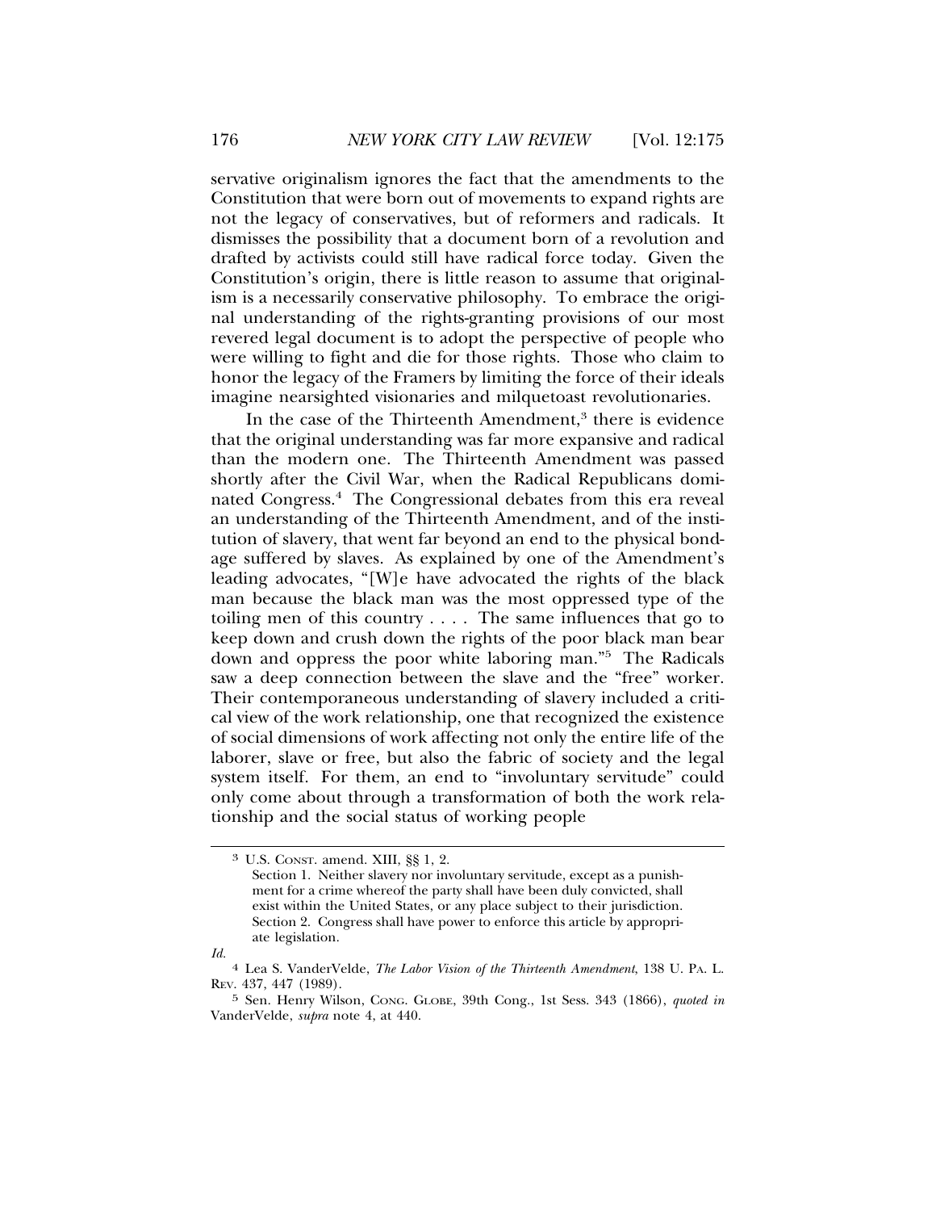servative originalism ignores the fact that the amendments to the Constitution that were born out of movements to expand rights are not the legacy of conservatives, but of reformers and radicals. It dismisses the possibility that a document born of a revolution and drafted by activists could still have radical force today. Given the Constitution's origin, there is little reason to assume that originalism is a necessarily conservative philosophy. To embrace the original understanding of the rights-granting provisions of our most revered legal document is to adopt the perspective of people who were willing to fight and die for those rights. Those who claim to honor the legacy of the Framers by limiting the force of their ideals imagine nearsighted visionaries and milquetoast revolutionaries.

In the case of the Thirteenth Amendment,[3] there is evidence that the original understanding was far more expansive and radical than the modern one. The Thirteenth Amendment was passed shortly after the Civil War, when the Radical Republicans dominated Congress.[4] The Congressional debates from this era reveal an understanding of the Thirteenth Amendment, and of the institution of slavery, that went far beyond an end to the physical bondage suffered by slaves. As explained by one of the Amendment's leading advocates, "[W]e have advocated the rights of the black man because the black man was the most oppressed type of the toiling men of this country . . . . The same influences that go to keep down and crush down the rights of the poor black man bear down and oppress the poor white laboring man."[5] The Radicals saw a deep connection between the slave and the "free" worker. Their contemporaneous understanding of slavery included a critical view of the work relationship, one that recognized the existence of social dimensions of work affecting not only the entire life of the laborer, slave or free, but also the fabric of society and the legal system itself. For them, an end to "involuntary servitude" could only come about through a transformation of both the work relationship and the social status of working people

---

[3] U.S. CONST. amend. XIII, §§ 1, 2.

> Section 1. Neither slavery nor involuntary servitude, except as a punishment for a crime whereof the party shall have been duly convicted, shall exist within the United States, or any place subject to their jurisdiction.
> Section 2. Congress shall have power to enforce this article by appropriate legislation.

*Id.*

[4] Lea S. VanderVelde, *The Labor Vision of the Thirteenth Amendment*, 138 U. PA. L. REV. 437, 447 (1989).

[5] Sen. Henry Wilson, CONG. GLOBE, 39th Cong., 1st Sess. 343 (1866), *quoted in* VanderVelde, *supra* note 4, at 440.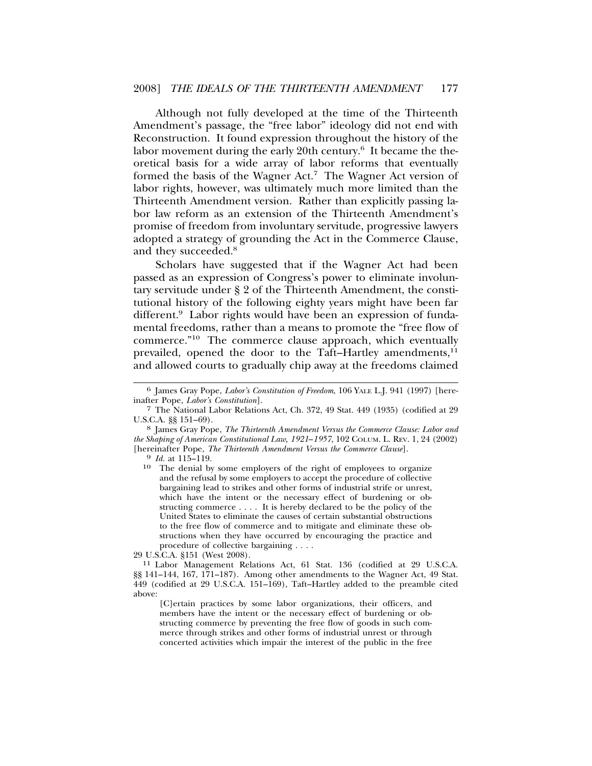Although not fully developed at the time of the Thirteenth Amendment's passage, the "free labor" ideology did not end with Reconstruction. It found expression throughout the history of the labor movement during the early 20th century.[6] It became the theoretical basis for a wide array of labor reforms that eventually formed the basis of the Wagner Act.[7] The Wagner Act version of labor rights, however, was ultimately much more limited than the Thirteenth Amendment version. Rather than explicitly passing labor law reform as an extension of the Thirteenth Amendment's promise of freedom from involuntary servitude, progressive lawyers adopted a strategy of grounding the Act in the Commerce Clause, and they succeeded.[8]

Scholars have suggested that if the Wagner Act had been passed as an expression of Congress's power to eliminate involuntary servitude under § 2 of the Thirteenth Amendment, the constitutional history of the following eighty years might have been far different.[9] Labor rights would have been an expression of fundamental freedoms, rather than a means to promote the "free flow of commerce."[10] The commerce clause approach, which eventually prevailed, opened the door to the Taft–Hartley amendments,[11] and allowed courts to gradually chip away at the freedoms claimed

---

[6] James Gray Pope, *Labor's Constitution of Freedom*, 106 YALE L.J. 941 (1997) [hereinafter Pope, *Labor's Constitution*].

[7] The National Labor Relations Act, Ch. 372, 49 Stat. 449 (1935) (codified at 29 U.S.C.A. §§ 151–69).

[8] James Gray Pope, *The Thirteenth Amendment Versus the Commerce Clause: Labor and the Shaping of American Constitutional Law, 1921–1957*, 102 COLUM. L. REV. 1, 24 (2002) [hereinafter Pope, *The Thirteenth Amendment Versus the Commerce Clause*].

[9] *Id.* at 115–119.

[10] The denial by some employers of the right of employees to organize and the refusal by some employers to accept the procedure of collective bargaining lead to strikes and other forms of industrial strife or unrest, which have the intent or the necessary effect of burdening or obstructing commerce . . . . It is hereby declared to be the policy of the United States to eliminate the causes of certain substantial obstructions to the free flow of commerce and to mitigate and eliminate these obstructions when they have occurred by encouraging the practice and procedure of collective bargaining . . . .

29 U.S.C.A. §151 (West 2008).

[11] Labor Management Relations Act, 61 Stat. 136 (codified at 29 U.S.C.A. §§ 141–144, 167, 171–187). Among other amendments to the Wagner Act, 49 Stat. 449 (codified at 29 U.S.C.A. 151–169), Taft–Hartley added to the preamble cited above:

> [C]ertain practices by some labor organizations, their officers, and members have the intent or the necessary effect of burdening or obstructing commerce by preventing the free flow of goods in such commerce through strikes and other forms of industrial unrest or through concerted activities which impair the interest of the public in the free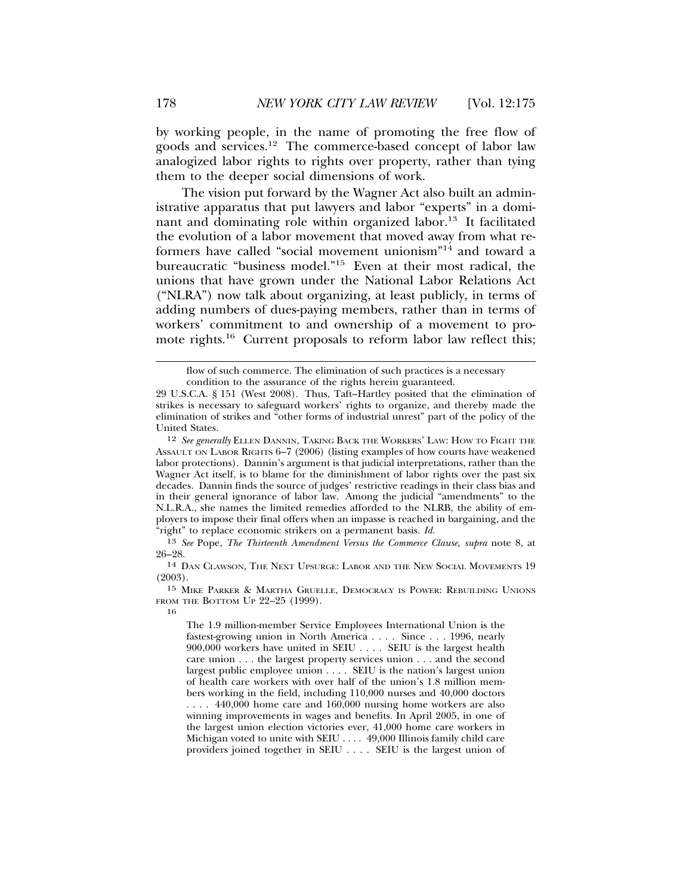by working people, in the name of promoting the free flow of goods and services.[12] The commerce-based concept of labor law analogized labor rights to rights over property, rather than tying them to the deeper social dimensions of work.

The vision put forward by the Wagner Act also built an administrative apparatus that put lawyers and labor "experts" in a dominant and dominating role within organized labor.[13] It facilitated the evolution of a labor movement that moved away from what reformers have called "social movement unionism"[14] and toward a bureaucratic "business model."[15] Even at their most radical, the unions that have grown under the National Labor Relations Act ("NLRA") now talk about organizing, at least publicly, in terms of adding numbers of dues-paying members, rather than in terms of workers' commitment to and ownership of a movement to promote rights.[16] Current proposals to reform labor law reflect this;

> flow of such commerce. The elimination of such practices is a necessary condition to the assurance of the rights herein guaranteed.

29 U.S.C.A. § 151 (West 2008). Thus, Taft–Hartley posited that the elimination of strikes is necessary to safeguard workers' rights to organize, and thereby made the elimination of strikes and "other forms of industrial unrest" part of the policy of the United States.

12 *See generally* ELLEN DANNIN, TAKING BACK THE WORKERS' LAW: HOW TO FIGHT THE ASSAULT ON LABOR RIGHTS 6–7 (2006) (listing examples of how courts have weakened labor protections). Dannin's argument is that judicial interpretations, rather than the Wagner Act itself, is to blame for the diminishment of labor rights over the past six decades. Dannin finds the source of judges' restrictive readings in their class bias and in their general ignorance of labor law. Among the judicial "amendments" to the N.L.R.A., she names the limited remedies afforded to the NLRB, the ability of employers to impose their final offers when an impasse is reached in bargaining, and the "right" to replace economic strikers on a permanent basis. *Id.*

13 *See* Pope, *The Thirteenth Amendment Versus the Commerce Clause*, *supra* note 8, at 26–28.

14 DAN CLAWSON, THE NEXT UPSURGE: LABOR AND THE NEW SOCIAL MOVEMENTS 19 (2003).

15 MIKE PARKER & MARTHA GRUELLE, DEMOCRACY IS POWER: REBUILDING UNIONS FROM THE BOTTOM UP 22–25 (1999).

16

> The 1.9 million-member Service Employees International Union is the fastest-growing union in North America . . . . Since . . . 1996, nearly 900,000 workers have united in SEIU . . . . SEIU is the largest health care union . . . the largest property services union . . . and the second largest public employee union . . . . SEIU is the nation's largest union of health care workers with over half of the union's 1.8 million members working in the field, including 110,000 nurses and 40,000 doctors . . . . 440,000 home care and 160,000 nursing home workers are also winning improvements in wages and benefits. In April 2005, in one of the largest union election victories ever, 41,000 home care workers in Michigan voted to unite with SEIU . . . . 49,000 Illinois family child care providers joined together in SEIU . . . . SEIU is the largest union of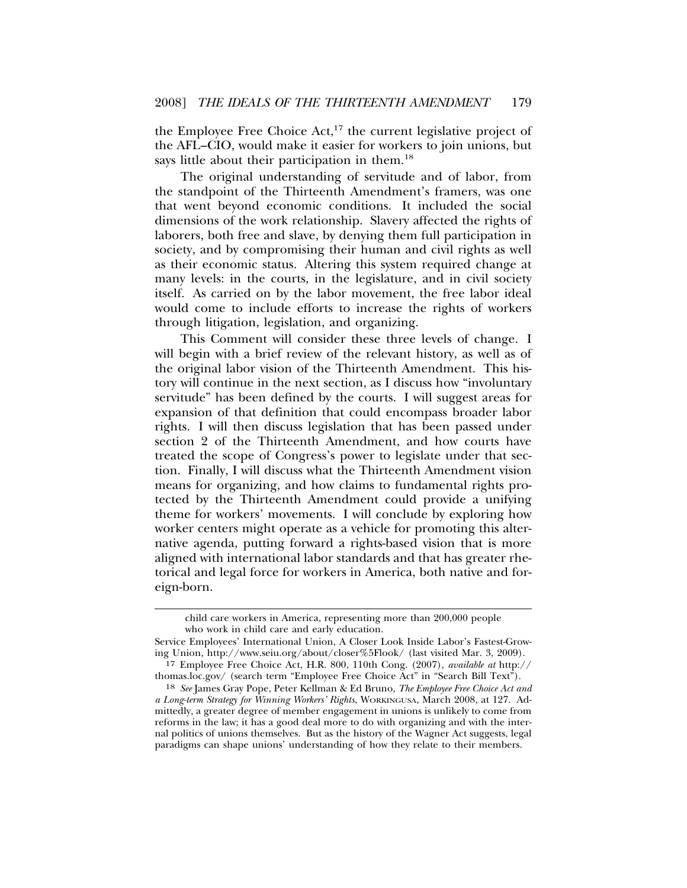the Employee Free Choice Act,[17] the current legislative project of the AFL–CIO, would make it easier for workers to join unions, but says little about their participation in them.[18]

The original understanding of servitude and of labor, from the standpoint of the Thirteenth Amendment's framers, was one that went beyond economic conditions. It included the social dimensions of the work relationship. Slavery affected the rights of laborers, both free and slave, by denying them full participation in society, and by compromising their human and civil rights as well as their economic status. Altering this system required change at many levels: in the courts, in the legislature, and in civil society itself. As carried on by the labor movement, the free labor ideal would come to include efforts to increase the rights of workers through litigation, legislation, and organizing.

This Comment will consider these three levels of change. I will begin with a brief review of the relevant history, as well as of the original labor vision of the Thirteenth Amendment. This history will continue in the next section, as I discuss how "involuntary servitude" has been defined by the courts. I will suggest areas for expansion of that definition that could encompass broader labor rights. I will then discuss legislation that has been passed under section 2 of the Thirteenth Amendment, and how courts have treated the scope of Congress's power to legislate under that section. Finally, I will discuss what the Thirteenth Amendment vision means for organizing, and how claims to fundamental rights protected by the Thirteenth Amendment could provide a unifying theme for workers' movements. I will conclude by exploring how worker centers might operate as a vehicle for promoting this alternative agenda, putting forward a rights-based vision that is more aligned with international labor standards and that has greater rhetorical and legal force for workers in America, both native and foreign-born.

---

child care workers in America, representing more than 200,000 people who work in child care and early education.

Service Employees' International Union, A Closer Look Inside Labor's Fastest-Growing Union, http://www.seiu.org/about/closer%5Flook/ (last visited Mar. 3, 2009).

17 Employee Free Choice Act, H.R. 800, 110th Cong. (2007), *available at* http://thomas.loc.gov/ (search term "Employee Free Choice Act" in "Search Bill Text").

18 *See* James Gray Pope, Peter Kellman & Ed Bruno, *The Employee Free Choice Act and a Long-term Strategy for Winning Workers' Rights*, WORKINGUSA, March 2008, at 127. Admittedly, a greater degree of member engagement in unions is unlikely to come from reforms in the law; it has a good deal more to do with organizing and with the internal politics of unions themselves. But as the history of the Wagner Act suggests, legal paradigms can shape unions' understanding of how they relate to their members.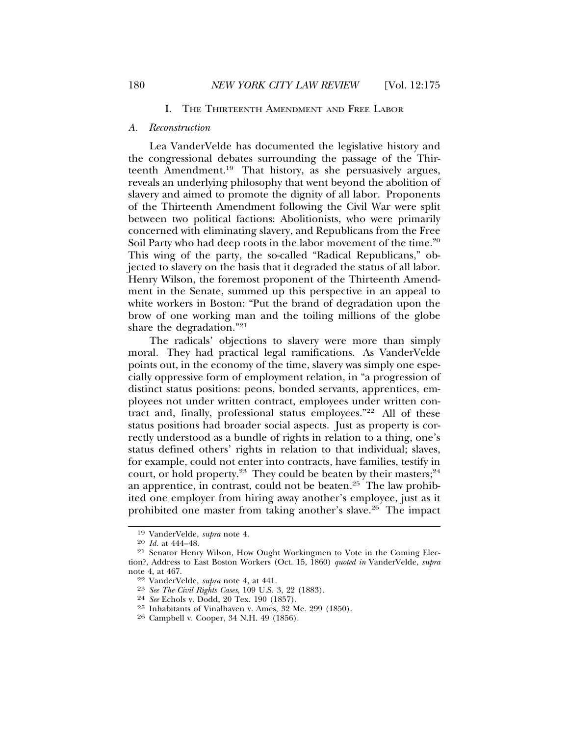## I. The Thirteenth Amendment and Free Labor

### *A. Reconstruction*

Lea VanderVelde has documented the legislative history and the congressional debates surrounding the passage of the Thirteenth Amendment.[19] That history, as she persuasively argues, reveals an underlying philosophy that went beyond the abolition of slavery and aimed to promote the dignity of all labor. Proponents of the Thirteenth Amendment following the Civil War were split between two political factions: Abolitionists, who were primarily concerned with eliminating slavery, and Republicans from the Free Soil Party who had deep roots in the labor movement of the time.[20] This wing of the party, the so-called "Radical Republicans," objected to slavery on the basis that it degraded the status of all labor. Henry Wilson, the foremost proponent of the Thirteenth Amendment in the Senate, summed up this perspective in an appeal to white workers in Boston: "Put the brand of degradation upon the brow of one working man and the toiling millions of the globe share the degradation."[21]

The radicals' objections to slavery were more than simply moral. They had practical legal ramifications. As VanderVelde points out, in the economy of the time, slavery was simply one especially oppressive form of employment relation, in "a progression of distinct status positions: peons, bonded servants, apprentices, employees not under written contract, employees under written contract and, finally, professional status employees."[22] All of these status positions had broader social aspects. Just as property is correctly understood as a bundle of rights in relation to a thing, one's status defined others' rights in relation to that individual; slaves, for example, could not enter into contracts, have families, testify in court, or hold property.[23] They could be beaten by their masters;[24] an apprentice, in contrast, could not be beaten.[25] The law prohibited one employer from hiring away another's employee, just as it prohibited one master from taking another's slave.[26] The impact

---

19 VanderVelde, *supra* note 4.

20 *Id.* at 444–48.

21 Senator Henry Wilson, How Ought Workingmen to Vote in the Coming Election?, Address to East Boston Workers (Oct. 15, 1860) *quoted in* VanderVelde, *supra* note 4, at 467.

22 VanderVelde, *supra* note 4, at 441.

23 *See The Civil Rights Cases*, 109 U.S. 3, 22 (1883).

24 *See* Echols v. Dodd, 20 Tex. 190 (1857).

25 Inhabitants of Vinalhaven v. Ames, 32 Me. 299 (1850).

26 Campbell v. Cooper, 34 N.H. 49 (1856).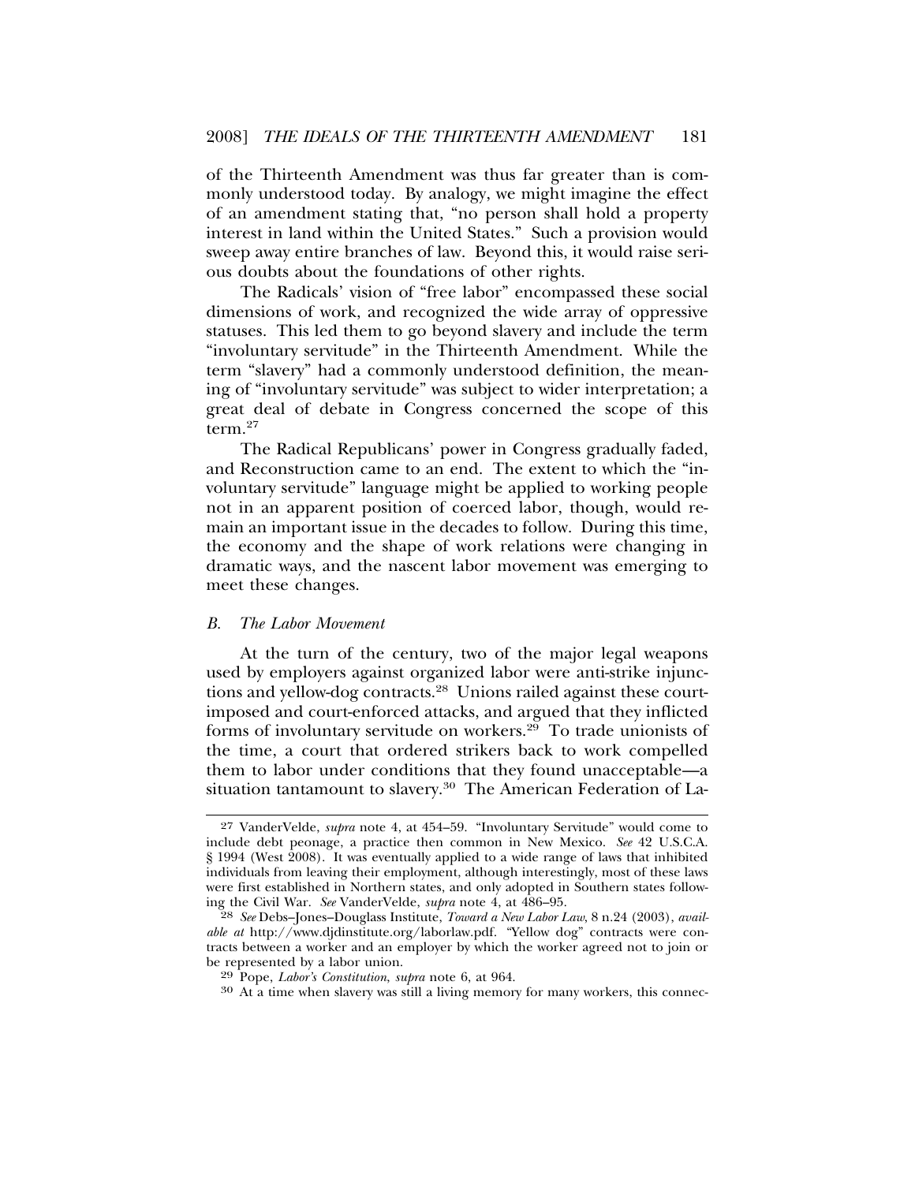of the Thirteenth Amendment was thus far greater than is commonly understood today. By analogy, we might imagine the effect of an amendment stating that, "no person shall hold a property interest in land within the United States." Such a provision would sweep away entire branches of law. Beyond this, it would raise serious doubts about the foundations of other rights.

The Radicals' vision of "free labor" encompassed these social dimensions of work, and recognized the wide array of oppressive statuses. This led them to go beyond slavery and include the term "involuntary servitude" in the Thirteenth Amendment. While the term "slavery" had a commonly understood definition, the meaning of "involuntary servitude" was subject to wider interpretation; a great deal of debate in Congress concerned the scope of this term.[27]

The Radical Republicans' power in Congress gradually faded, and Reconstruction came to an end. The extent to which the "involuntary servitude" language might be applied to working people not in an apparent position of coerced labor, though, would remain an important issue in the decades to follow. During this time, the economy and the shape of work relations were changing in dramatic ways, and the nascent labor movement was emerging to meet these changes.

### *B. The Labor Movement*

At the turn of the century, two of the major legal weapons used by employers against organized labor were anti-strike injunctions and yellow-dog contracts.[28] Unions railed against these court-imposed and court-enforced attacks, and argued that they inflicted forms of involuntary servitude on workers.[29] To trade unionists of the time, a court that ordered strikers back to work compelled them to labor under conditions that they found unacceptable—a situation tantamount to slavery.[30] The American Federation of La-

---

[27] VanderVelde, *supra* note 4, at 454–59. "Involuntary Servitude" would come to include debt peonage, a practice then common in New Mexico. *See* 42 U.S.C.A. § 1994 (West 2008). It was eventually applied to a wide range of laws that inhibited individuals from leaving their employment, although interestingly, most of these laws were first established in Northern states, and only adopted in Southern states following the Civil War. *See* VanderVelde, *supra* note 4, at 486–95.

[28] *See* Debs–Jones–Douglass Institute, *Toward a New Labor Law*, 8 n.24 (2003), *available at* http://www.djdinstitute.org/laborlaw.pdf. "Yellow dog" contracts were contracts between a worker and an employer by which the worker agreed not to join or be represented by a labor union.

[29] Pope, *Labor's Constitution*, *supra* note 6, at 964.

[30] At a time when slavery was still a living memory for many workers, this connec-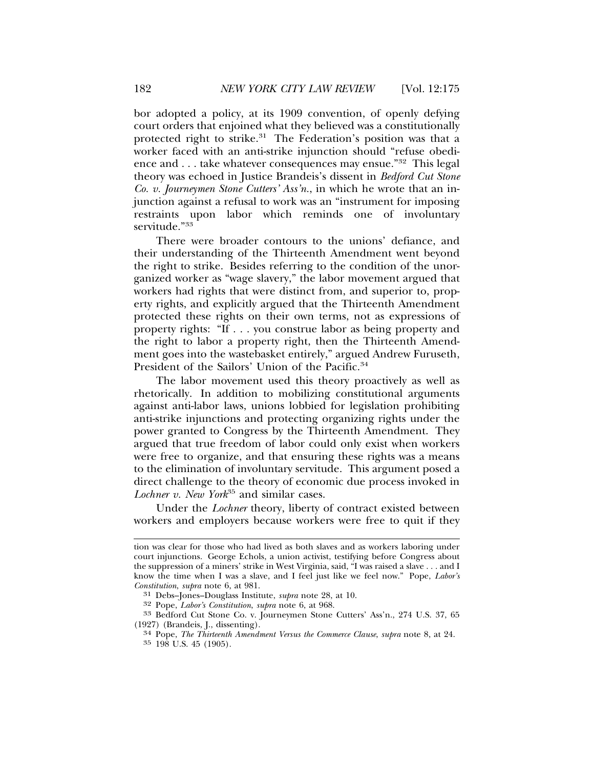bor adopted a policy, at its 1909 convention, of openly defying court orders that enjoined what they believed was a constitutionally protected right to strike.[31] The Federation's position was that a worker faced with an anti-strike injunction should "refuse obedience and . . . take whatever consequences may ensue."[32] This legal theory was echoed in Justice Brandeis's dissent in *Bedford Cut Stone Co. v. Journeymen Stone Cutters' Ass'n.*, in which he wrote that an injunction against a refusal to work was an "instrument for imposing restraints upon labor which reminds one of involuntary servitude."[33]

There were broader contours to the unions' defiance, and their understanding of the Thirteenth Amendment went beyond the right to strike. Besides referring to the condition of the unorganized worker as "wage slavery," the labor movement argued that workers had rights that were distinct from, and superior to, property rights, and explicitly argued that the Thirteenth Amendment protected these rights on their own terms, not as expressions of property rights: "If . . . you construe labor as being property and the right to labor a property right, then the Thirteenth Amendment goes into the wastebasket entirely," argued Andrew Furuseth, President of the Sailors' Union of the Pacific.[34]

The labor movement used this theory proactively as well as rhetorically. In addition to mobilizing constitutional arguments against anti-labor laws, unions lobbied for legislation prohibiting anti-strike injunctions and protecting organizing rights under the power granted to Congress by the Thirteenth Amendment. They argued that true freedom of labor could only exist when workers were free to organize, and that ensuring these rights was a means to the elimination of involuntary servitude. This argument posed a direct challenge to the theory of economic due process invoked in *Lochner v. New York*[35] and similar cases.

Under the *Lochner* theory, liberty of contract existed between workers and employers because workers were free to quit if they

---

tion was clear for those who had lived as both slaves and as workers laboring under court injunctions. George Echols, a union activist, testifying before Congress about the suppression of a miners' strike in West Virginia, said, "I was raised a slave . . . and I know the time when I was a slave, and I feel just like we feel now." Pope, *Labor's Constitution*, *supra* note 6, at 981.

31 Debs–Jones–Douglass Institute, *supra* note 28, at 10.

32 Pope, *Labor's Constitution*, *supra* note 6, at 968.

33 Bedford Cut Stone Co. v. Journeymen Stone Cutters' Ass'n., 274 U.S. 37, 65 (1927) (Brandeis, J., dissenting).

34 Pope, *The Thirteenth Amendment Versus the Commerce Clause*, *supra* note 8, at 24.

35 198 U.S. 45 (1905).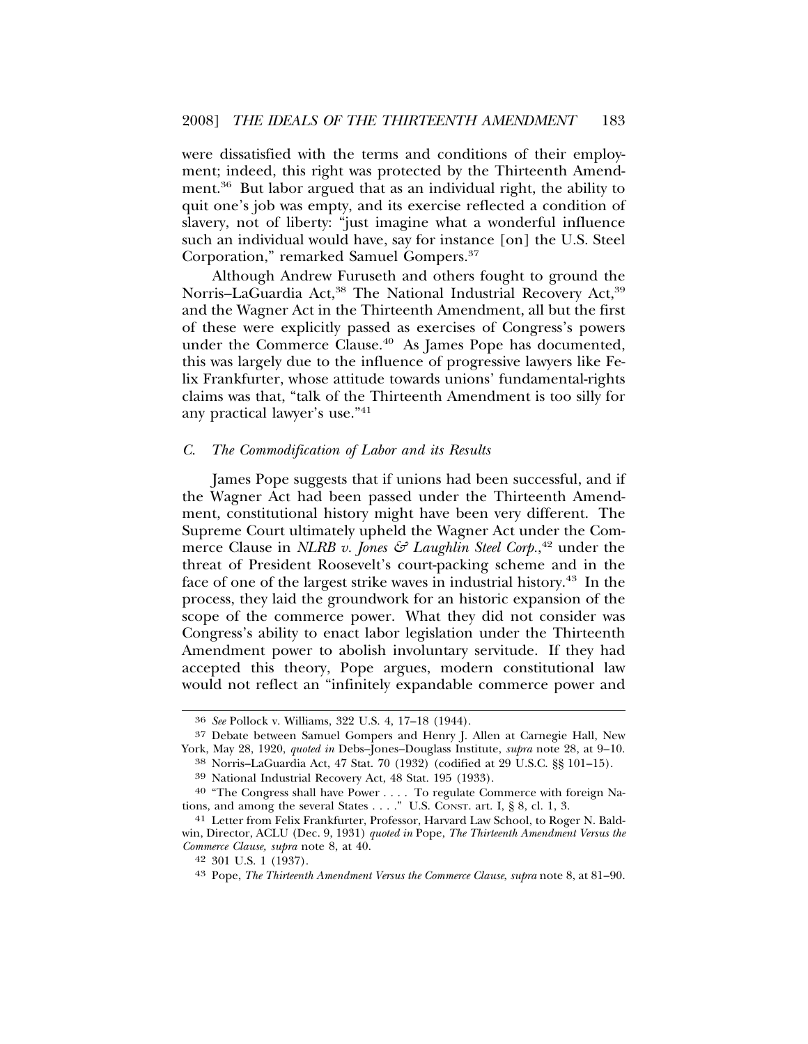were dissatisfied with the terms and conditions of their employment; indeed, this right was protected by the Thirteenth Amendment.[36] But labor argued that as an individual right, the ability to quit one's job was empty, and its exercise reflected a condition of slavery, not of liberty: "just imagine what a wonderful influence such an individual would have, say for instance [on] the U.S. Steel Corporation," remarked Samuel Gompers.[37]

Although Andrew Furuseth and others fought to ground the Norris–LaGuardia Act,[38] The National Industrial Recovery Act,[39] and the Wagner Act in the Thirteenth Amendment, all but the first of these were explicitly passed as exercises of Congress's powers under the Commerce Clause.[40] As James Pope has documented, this was largely due to the influence of progressive lawyers like Felix Frankfurter, whose attitude towards unions' fundamental-rights claims was that, "talk of the Thirteenth Amendment is too silly for any practical lawyer's use."[41]

### *C. The Commodification of Labor and its Results*

James Pope suggests that if unions had been successful, and if the Wagner Act had been passed under the Thirteenth Amendment, constitutional history might have been very different. The Supreme Court ultimately upheld the Wagner Act under the Commerce Clause in *NLRB v. Jones & Laughlin Steel Corp.*,[42] under the threat of President Roosevelt's court-packing scheme and in the face of one of the largest strike waves in industrial history.[43] In the process, they laid the groundwork for an historic expansion of the scope of the commerce power. What they did not consider was Congress's ability to enact labor legislation under the Thirteenth Amendment power to abolish involuntary servitude. If they had accepted this theory, Pope argues, modern constitutional law would not reflect an "infinitely expandable commerce power and

---

36 *See* Pollock v. Williams, 322 U.S. 4, 17–18 (1944).

37 Debate between Samuel Gompers and Henry J. Allen at Carnegie Hall, New York, May 28, 1920, *quoted in* Debs–Jones–Douglass Institute, *supra* note 28, at 9–10.

38 Norris–LaGuardia Act, 47 Stat. 70 (1932) (codified at 29 U.S.C. §§ 101–15).

39 National Industrial Recovery Act, 48 Stat. 195 (1933).

40 "The Congress shall have Power . . . . To regulate Commerce with foreign Nations, and among the several States . . . ." U.S. CONST. art. I, § 8, cl. 1, 3.

41 Letter from Felix Frankfurter, Professor, Harvard Law School, to Roger N. Baldwin, Director, ACLU (Dec. 9, 1931) *quoted in* Pope, *The Thirteenth Amendment Versus the Commerce Clause*, *supra* note 8, at 40.

42 301 U.S. 1 (1937).

43 Pope, *The Thirteenth Amendment Versus the Commerce Clause*, *supra* note 8, at 81–90.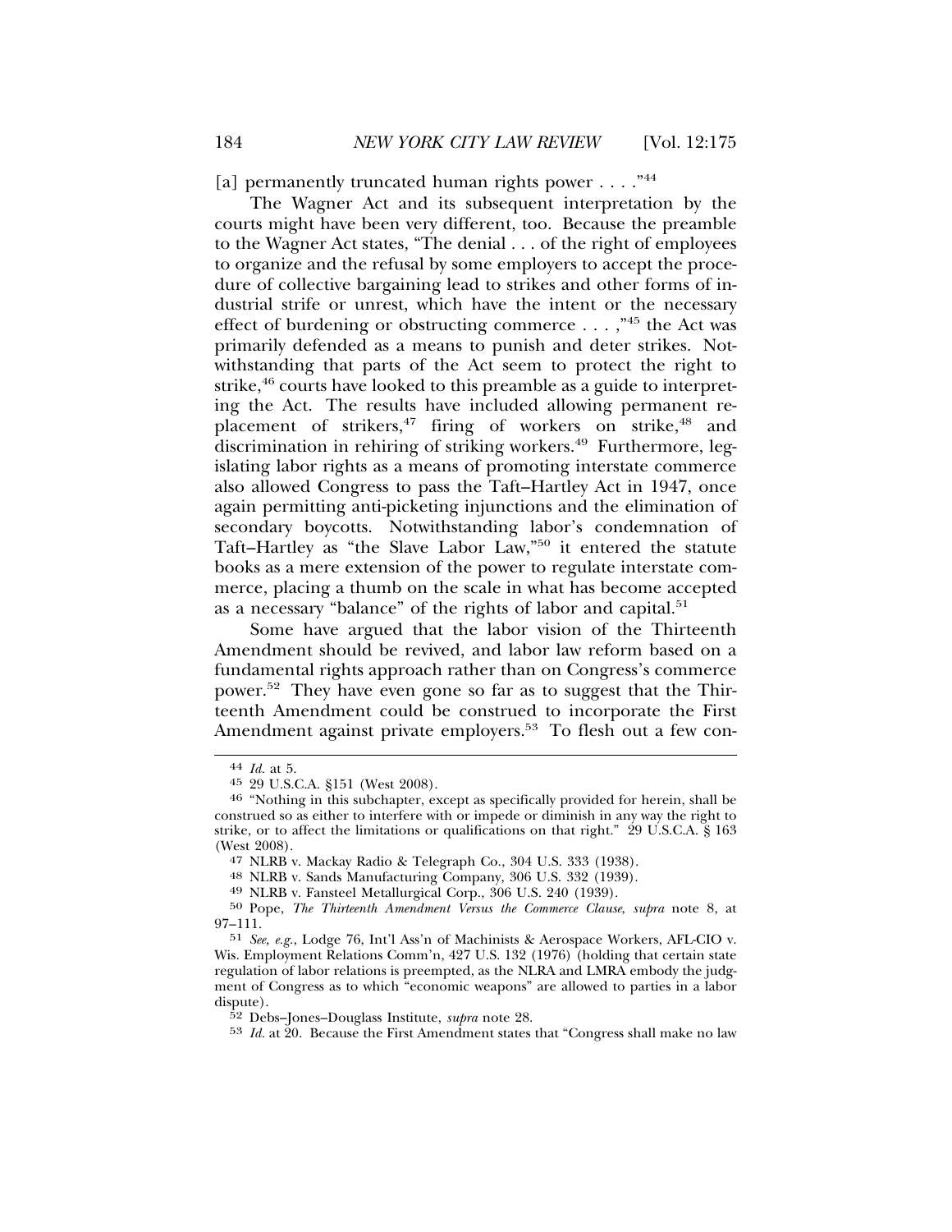[a] permanently truncated human rights power . . . ."[44]

The Wagner Act and its subsequent interpretation by the courts might have been very different, too. Because the preamble to the Wagner Act states, "The denial . . . of the right of employees to organize and the refusal by some employers to accept the procedure of collective bargaining lead to strikes and other forms of industrial strife or unrest, which have the intent or the necessary effect of burdening or obstructing commerce . . . ,"[45] the Act was primarily defended as a means to punish and deter strikes. Notwithstanding that parts of the Act seem to protect the right to strike,[46] courts have looked to this preamble as a guide to interpreting the Act. The results have included allowing permanent replacement of strikers,[47] firing of workers on strike,[48] and discrimination in rehiring of striking workers.[49] Furthermore, legislating labor rights as a means of promoting interstate commerce also allowed Congress to pass the Taft–Hartley Act in 1947, once again permitting anti-picketing injunctions and the elimination of secondary boycotts. Notwithstanding labor's condemnation of Taft–Hartley as "the Slave Labor Law,"[50] it entered the statute books as a mere extension of the power to regulate interstate commerce, placing a thumb on the scale in what has become accepted as a necessary "balance" of the rights of labor and capital.[51]

Some have argued that the labor vision of the Thirteenth Amendment should be revived, and labor law reform based on a fundamental rights approach rather than on Congress's commerce power.[52] They have even gone so far as to suggest that the Thirteenth Amendment could be construed to incorporate the First Amendment against private employers.[53] To flesh out a few con-

---

44 *Id.* at 5.

45 29 U.S.C.A. §151 (West 2008).

46 "Nothing in this subchapter, except as specifically provided for herein, shall be construed so as either to interfere with or impede or diminish in any way the right to strike, or to affect the limitations or qualifications on that right." 29 U.S.C.A. § 163 (West 2008).

47 NLRB v. Mackay Radio & Telegraph Co., 304 U.S. 333 (1938).

48 NLRB v. Sands Manufacturing Company, 306 U.S. 332 (1939).

49 NLRB v. Fansteel Metallurgical Corp., 306 U.S. 240 (1939).

50 Pope, *The Thirteenth Amendment Versus the Commerce Clause*, *supra* note 8, at 97–111.

51 *See, e.g.*, Lodge 76, Int'l Ass'n of Machinists & Aerospace Workers, AFL-CIO v. Wis. Employment Relations Comm'n, 427 U.S. 132 (1976) (holding that certain state regulation of labor relations is preempted, as the NLRA and LMRA embody the judgment of Congress as to which "economic weapons" are allowed to parties in a labor dispute).

52 Debs–Jones–Douglass Institute, *supra* note 28.

53 *Id.* at 20. Because the First Amendment states that "Congress shall make no law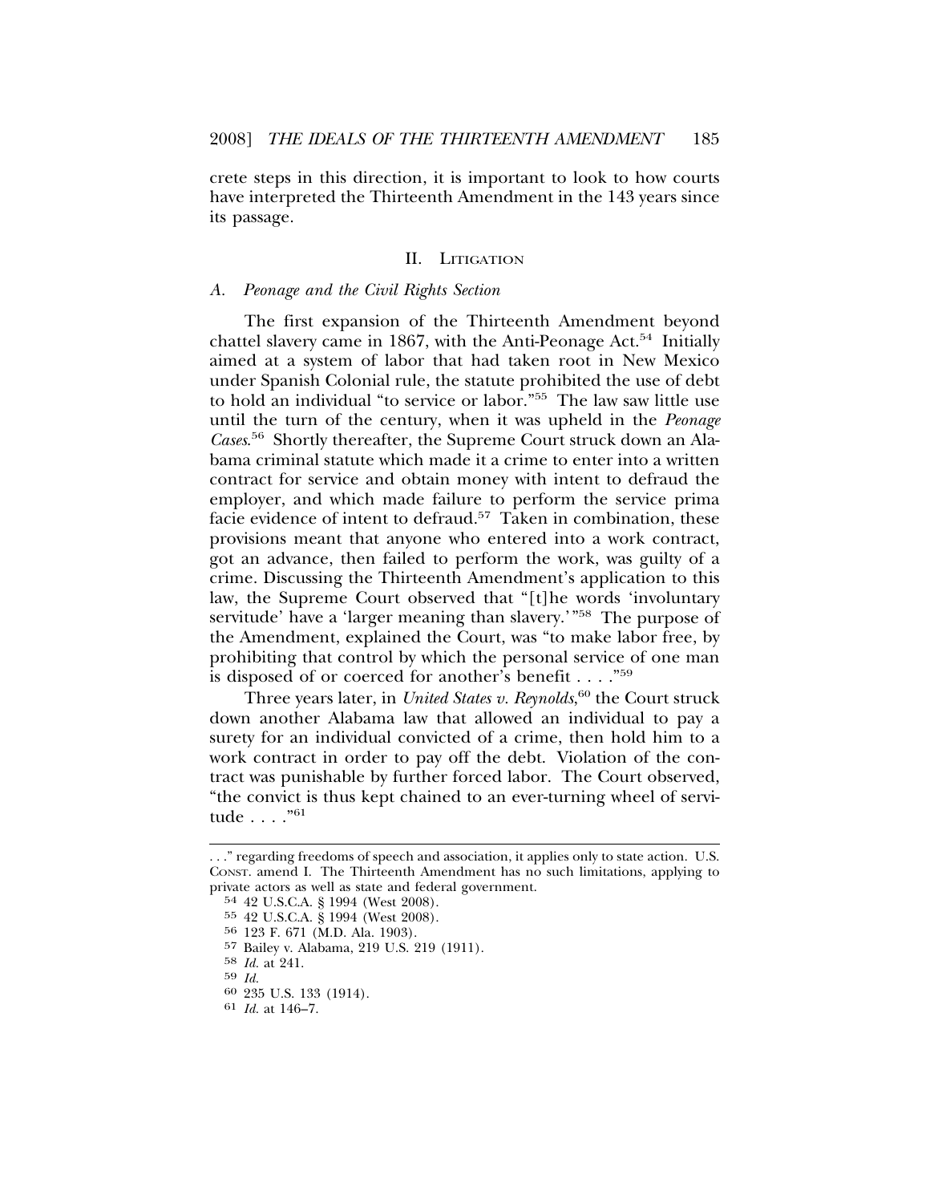crete steps in this direction, it is important to look to how courts have interpreted the Thirteenth Amendment in the 143 years since its passage.

## II. Litigation

### A. *Peonage and the Civil Rights Section*

The first expansion of the Thirteenth Amendment beyond chattel slavery came in 1867, with the Anti-Peonage Act.[54] Initially aimed at a system of labor that had taken root in New Mexico under Spanish Colonial rule, the statute prohibited the use of debt to hold an individual "to service or labor."[55] The law saw little use until the turn of the century, when it was upheld in the *Peonage Cases*.[56] Shortly thereafter, the Supreme Court struck down an Alabama criminal statute which made it a crime to enter into a written contract for service and obtain money with intent to defraud the employer, and which made failure to perform the service prima facie evidence of intent to defraud.[57] Taken in combination, these provisions meant that anyone who entered into a work contract, got an advance, then failed to perform the work, was guilty of a crime. Discussing the Thirteenth Amendment's application to this law, the Supreme Court observed that "[t]he words 'involuntary servitude' have a 'larger meaning than slavery.'"[58] The purpose of the Amendment, explained the Court, was "to make labor free, by prohibiting that control by which the personal service of one man is disposed of or coerced for another's benefit . . . ."[59]

Three years later, in *United States v. Reynolds*,[60] the Court struck down another Alabama law that allowed an individual to pay a surety for an individual convicted of a crime, then hold him to a work contract in order to pay off the debt. Violation of the contract was punishable by further forced labor. The Court observed, "the convict is thus kept chained to an ever-turning wheel of servitude . . . ."[61]

---

. . ." regarding freedoms of speech and association, it applies only to state action. U.S. Const. amend I. The Thirteenth Amendment has no such limitations, applying to private actors as well as state and federal government.

[54] 42 U.S.C.A. § 1994 (West 2008).

[55] 42 U.S.C.A. § 1994 (West 2008).

[56] 123 F. 671 (M.D. Ala. 1903).

[57] Bailey v. Alabama, 219 U.S. 219 (1911).

[58] *Id.* at 241.

[59] *Id.*

[60] 235 U.S. 133 (1914).

[61] *Id.* at 146–7.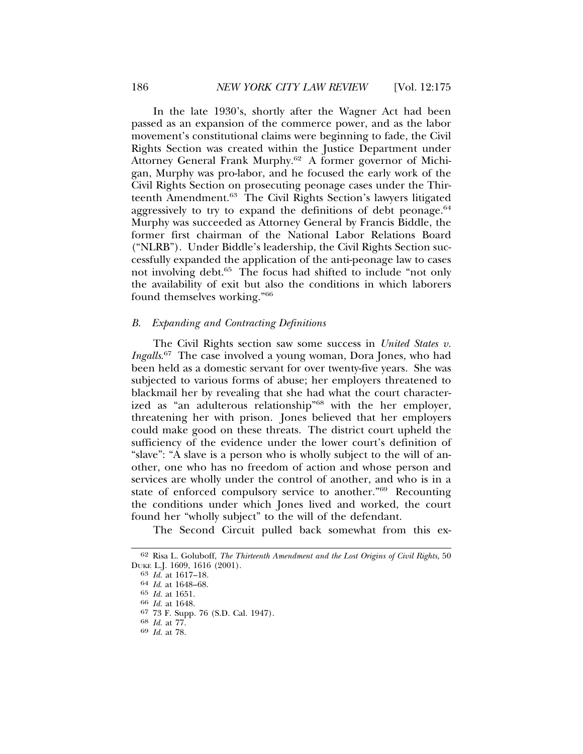In the late 1930's, shortly after the Wagner Act had been passed as an expansion of the commerce power, and as the labor movement's constitutional claims were beginning to fade, the Civil Rights Section was created within the Justice Department under Attorney General Frank Murphy.[62] A former governor of Michigan, Murphy was pro-labor, and he focused the early work of the Civil Rights Section on prosecuting peonage cases under the Thirteenth Amendment.[63] The Civil Rights Section's lawyers litigated aggressively to try to expand the definitions of debt peonage.[64] Murphy was succeeded as Attorney General by Francis Biddle, the former first chairman of the National Labor Relations Board ("NLRB"). Under Biddle's leadership, the Civil Rights Section successfully expanded the application of the anti-peonage law to cases not involving debt.[65] The focus had shifted to include "not only the availability of exit but also the conditions in which laborers found themselves working."[66]

### *B. Expanding and Contracting Definitions*

The Civil Rights section saw some success in *United States v. Ingalls*.[67] The case involved a young woman, Dora Jones, who had been held as a domestic servant for over twenty-five years. She was subjected to various forms of abuse; her employers threatened to blackmail her by revealing that she had what the court characterized as "an adulterous relationship"[68] with the her employer, threatening her with prison. Jones believed that her employers could make good on these threats. The district court upheld the sufficiency of the evidence under the lower court's definition of "slave": "A slave is a person who is wholly subject to the will of another, one who has no freedom of action and whose person and services are wholly under the control of another, and who is in a state of enforced compulsory service to another."[69] Recounting the conditions under which Jones lived and worked, the court found her "wholly subject" to the will of the defendant.

The Second Circuit pulled back somewhat from this ex-

---

[62] Risa L. Goluboff, *The Thirteenth Amendment and the Lost Origins of Civil Rights*, 50 Duke L.J. 1609, 1616 (2001).

[63] *Id.* at 1617–18.

[64] *Id.* at 1648–68.

[65] *Id.* at 1651.

[66] *Id.* at 1648.

[67] 73 F. Supp. 76 (S.D. Cal. 1947).

[68] *Id.* at 77.

[69] *Id.* at 78.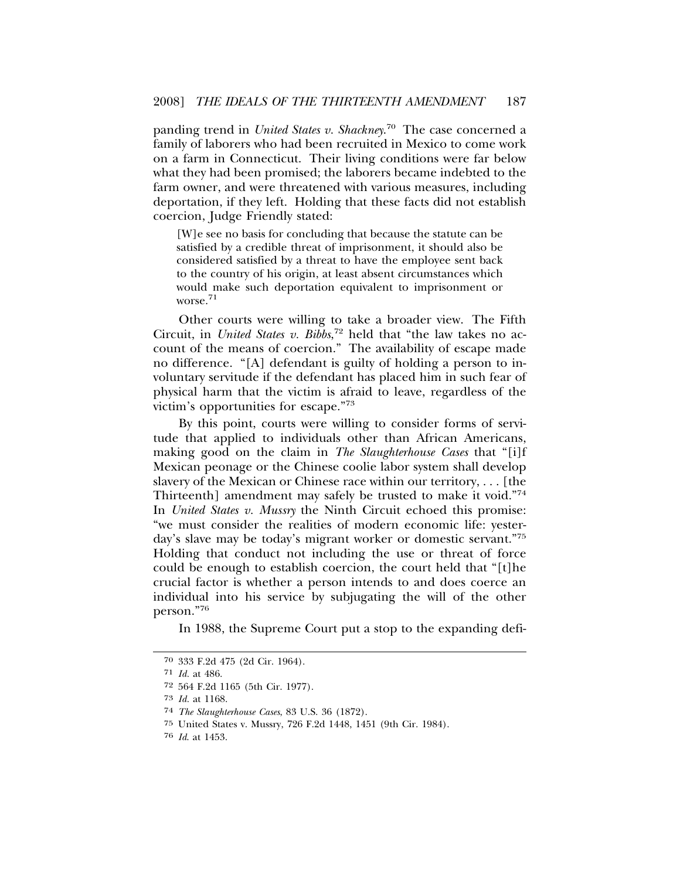panding trend in *United States v. Shackney*.[70] The case concerned a family of laborers who had been recruited in Mexico to come work on a farm in Connecticut. Their living conditions were far below what they had been promised; the laborers became indebted to the farm owner, and were threatened with various measures, including deportation, if they left. Holding that these facts did not establish coercion, Judge Friendly stated:

> [W]e see no basis for concluding that because the statute can be satisfied by a credible threat of imprisonment, it should also be considered satisfied by a threat to have the employee sent back to the country of his origin, at least absent circumstances which would make such deportation equivalent to imprisonment or worse.[71]

Other courts were willing to take a broader view. The Fifth Circuit, in *United States v. Bibbs*,[72] held that "the law takes no account of the means of coercion." The availability of escape made no difference. "[A] defendant is guilty of holding a person to involuntary servitude if the defendant has placed him in such fear of physical harm that the victim is afraid to leave, regardless of the victim's opportunities for escape."[73]

By this point, courts were willing to consider forms of servitude that applied to individuals other than African Americans, making good on the claim in *The Slaughterhouse Cases* that "[i]f Mexican peonage or the Chinese coolie labor system shall develop slavery of the Mexican or Chinese race within our territory, . . . [the Thirteenth] amendment may safely be trusted to make it void."[74] In *United States v. Mussry* the Ninth Circuit echoed this promise: "we must consider the realities of modern economic life: yesterday's slave may be today's migrant worker or domestic servant."[75] Holding that conduct not including the use or threat of force could be enough to establish coercion, the court held that "[t]he crucial factor is whether a person intends to and does coerce an individual into his service by subjugating the will of the other person."[76]

In 1988, the Supreme Court put a stop to the expanding defi-

---

70 333 F.2d 475 (2d Cir. 1964).

71 *Id.* at 486.

72 564 F.2d 1165 (5th Cir. 1977).

73 *Id.* at 1168.

74 *The Slaughterhouse Cases*, 83 U.S. 36 (1872).

75 United States v. Mussry, 726 F.2d 1448, 1451 (9th Cir. 1984).

76 *Id.* at 1453.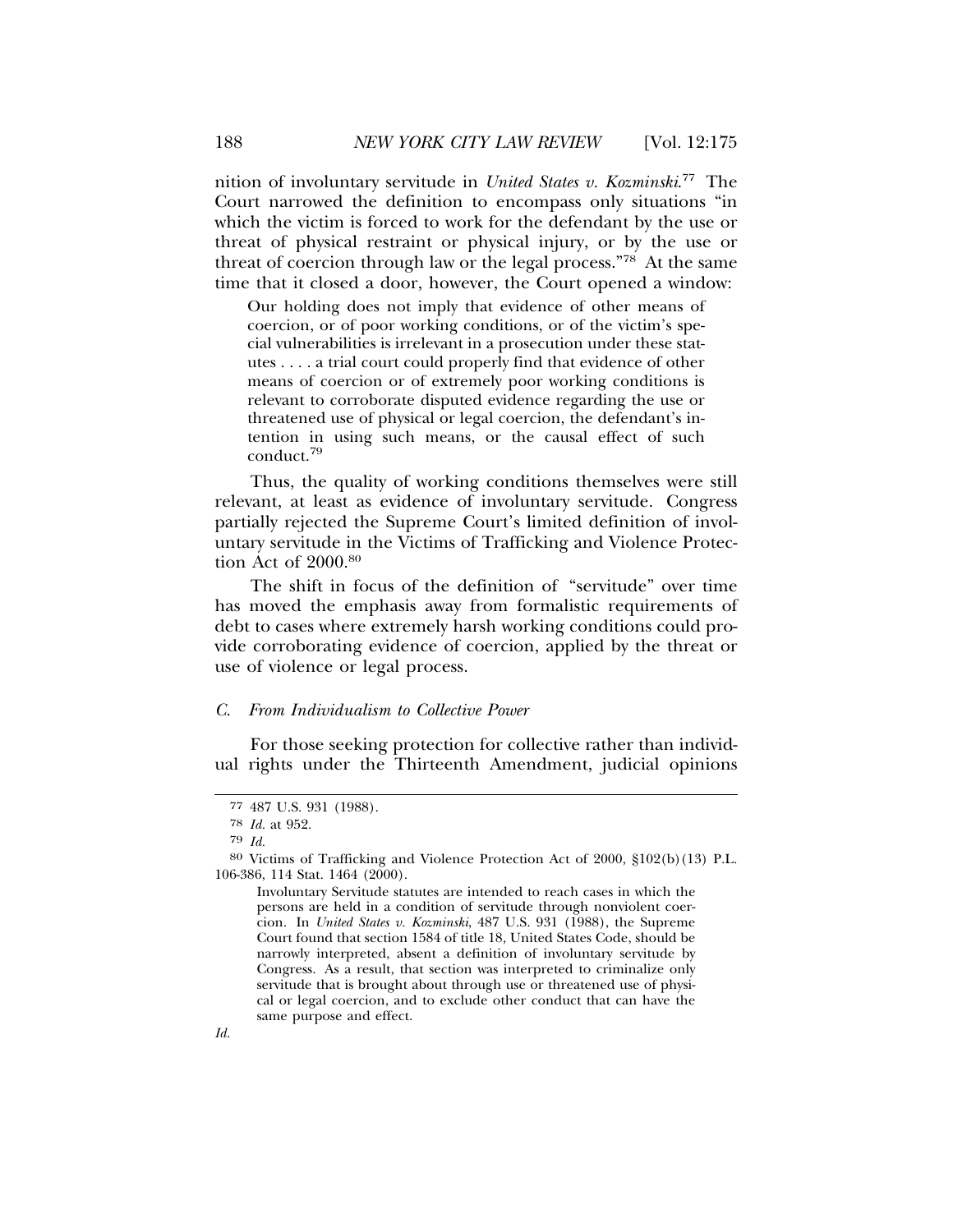nition of involuntary servitude in *United States v. Kozminski*.[77] The Court narrowed the definition to encompass only situations "in which the victim is forced to work for the defendant by the use or threat of physical restraint or physical injury, or by the use or threat of coercion through law or the legal process."[78] At the same time that it closed a door, however, the Court opened a window:

> Our holding does not imply that evidence of other means of coercion, or of poor working conditions, or of the victim's special vulnerabilities is irrelevant in a prosecution under these statutes . . . . a trial court could properly find that evidence of other means of coercion or of extremely poor working conditions is relevant to corroborate disputed evidence regarding the use or threatened use of physical or legal coercion, the defendant's intention in using such means, or the causal effect of such conduct.[79]

Thus, the quality of working conditions themselves were still relevant, at least as evidence of involuntary servitude. Congress partially rejected the Supreme Court's limited definition of involuntary servitude in the Victims of Trafficking and Violence Protection Act of 2000.[80]

The shift in focus of the definition of "servitude" over time has moved the emphasis away from formalistic requirements of debt to cases where extremely harsh working conditions could provide corroborating evidence of coercion, applied by the threat or use of violence or legal process.

### *C. From Individualism to Collective Power*

For those seeking protection for collective rather than individual rights under the Thirteenth Amendment, judicial opinions

---

[77] 487 U.S. 931 (1988).

[78] *Id.* at 952.

[79] *Id.*

[80] Victims of Trafficking and Violence Protection Act of 2000, §102(b)(13) P.L. 106-386, 114 Stat. 1464 (2000).

> Involuntary Servitude statutes are intended to reach cases in which the persons are held in a condition of servitude through nonviolent coercion. In *United States v. Kozminski*, 487 U.S. 931 (1988), the Supreme Court found that section 1584 of title 18, United States Code, should be narrowly interpreted, absent a definition of involuntary servitude by Congress. As a result, that section was interpreted to criminalize only servitude that is brought about through use or threatened use of physical or legal coercion, and to exclude other conduct that can have the same purpose and effect.

*Id.*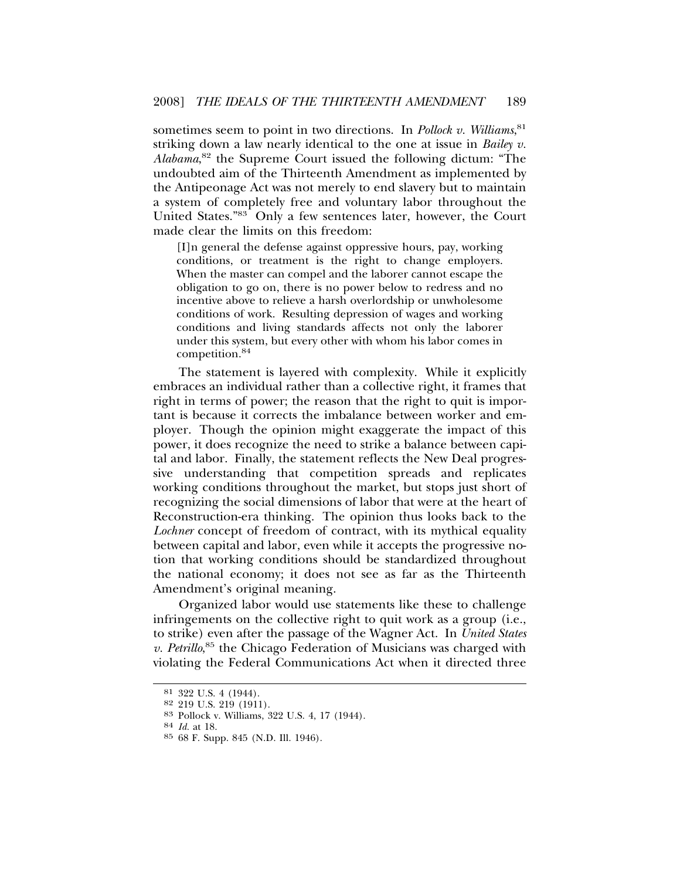sometimes seem to point in two directions. In *Pollock v. Williams*,[81] striking down a law nearly identical to the one at issue in *Bailey v. Alabama*,[82] the Supreme Court issued the following dictum: "The undoubted aim of the Thirteenth Amendment as implemented by the Antipeonage Act was not merely to end slavery but to maintain a system of completely free and voluntary labor throughout the United States."[83] Only a few sentences later, however, the Court made clear the limits on this freedom:

> [I]n general the defense against oppressive hours, pay, working conditions, or treatment is the right to change employers. When the master can compel and the laborer cannot escape the obligation to go on, there is no power below to redress and no incentive above to relieve a harsh overlordship or unwholesome conditions of work. Resulting depression of wages and working conditions and living standards affects not only the laborer under this system, but every other with whom his labor comes in competition.[84]

The statement is layered with complexity. While it explicitly embraces an individual rather than a collective right, it frames that right in terms of power; the reason that the right to quit is important is because it corrects the imbalance between worker and employer. Though the opinion might exaggerate the impact of this power, it does recognize the need to strike a balance between capital and labor. Finally, the statement reflects the New Deal progressive understanding that competition spreads and replicates working conditions throughout the market, but stops just short of recognizing the social dimensions of labor that were at the heart of Reconstruction-era thinking. The opinion thus looks back to the *Lochner* concept of freedom of contract, with its mythical equality between capital and labor, even while it accepts the progressive notion that working conditions should be standardized throughout the national economy; it does not see as far as the Thirteenth Amendment's original meaning.

Organized labor would use statements like these to challenge infringements on the collective right to quit work as a group (i.e., to strike) even after the passage of the Wagner Act. In *United States v. Petrillo*,[85] the Chicago Federation of Musicians was charged with violating the Federal Communications Act when it directed three

---

[81] 322 U.S. 4 (1944).

[82] 219 U.S. 219 (1911).

[83] Pollock v. Williams, 322 U.S. 4, 17 (1944).

[84] *Id.* at 18.

[85] 68 F. Supp. 845 (N.D. Ill. 1946).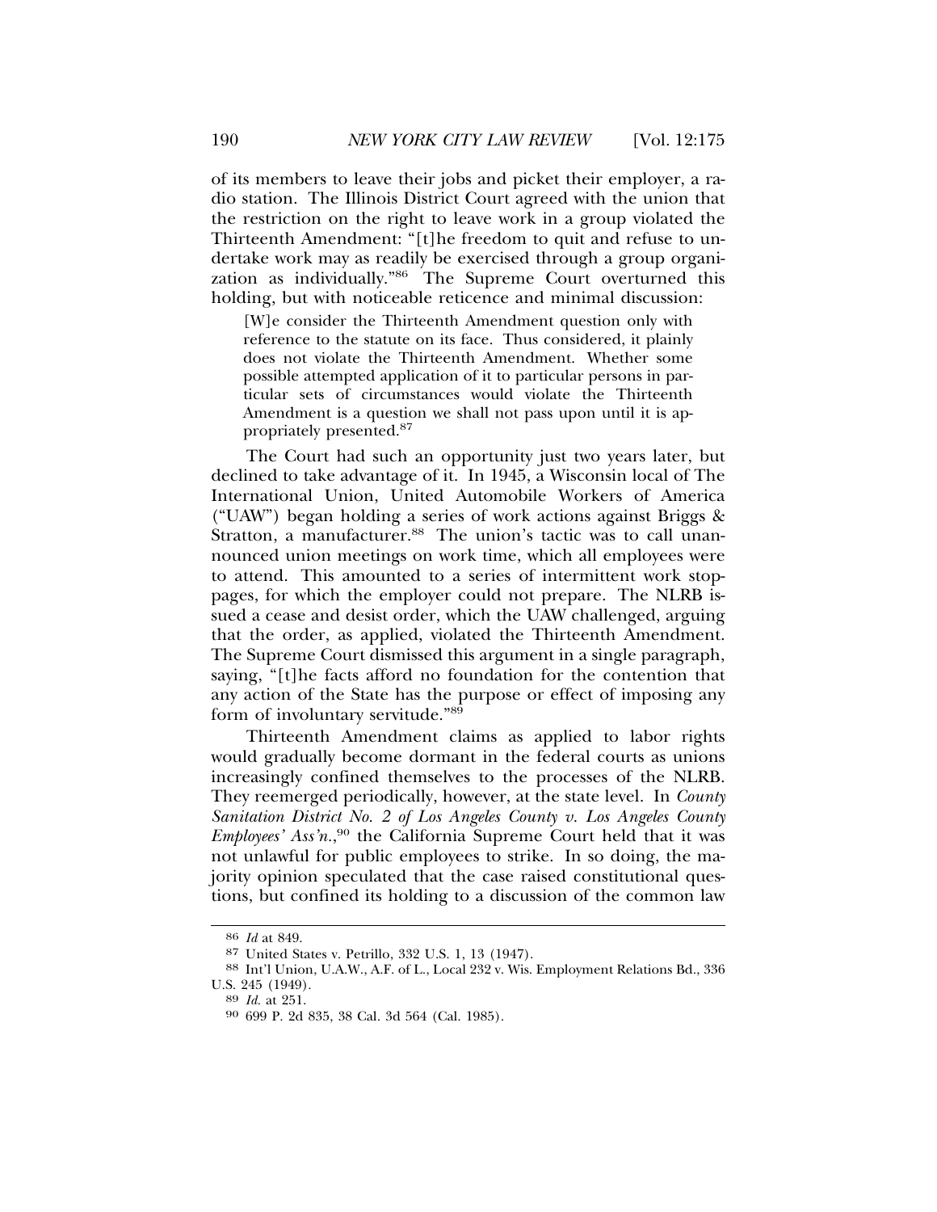of its members to leave their jobs and picket their employer, a radio station. The Illinois District Court agreed with the union that the restriction on the right to leave work in a group violated the Thirteenth Amendment: "[t]he freedom to quit and refuse to undertake work may as readily be exercised through a group organization as individually."[86] The Supreme Court overturned this holding, but with noticeable reticence and minimal discussion:

> [W]e consider the Thirteenth Amendment question only with reference to the statute on its face. Thus considered, it plainly does not violate the Thirteenth Amendment. Whether some possible attempted application of it to particular persons in particular sets of circumstances would violate the Thirteenth Amendment is a question we shall not pass upon until it is appropriately presented.[87]

The Court had such an opportunity just two years later, but declined to take advantage of it. In 1945, a Wisconsin local of The International Union, United Automobile Workers of America ("UAW") began holding a series of work actions against Briggs & Stratton, a manufacturer.[88] The union's tactic was to call unannounced union meetings on work time, which all employees were to attend. This amounted to a series of intermittent work stoppages, for which the employer could not prepare. The NLRB issued a cease and desist order, which the UAW challenged, arguing that the order, as applied, violated the Thirteenth Amendment. The Supreme Court dismissed this argument in a single paragraph, saying, "[t]he facts afford no foundation for the contention that any action of the State has the purpose or effect of imposing any form of involuntary servitude."[89]

Thirteenth Amendment claims as applied to labor rights would gradually become dormant in the federal courts as unions increasingly confined themselves to the processes of the NLRB. They reemerged periodically, however, at the state level. In *County Sanitation District No. 2 of Los Angeles County v. Los Angeles County Employees' Ass'n.*,[90] the California Supreme Court held that it was not unlawful for public employees to strike. In so doing, the majority opinion speculated that the case raised constitutional questions, but confined its holding to a discussion of the common law

---

86 *Id* at 849.

87 United States v. Petrillo, 332 U.S. 1, 13 (1947).

88 Int'l Union, U.A.W., A.F. of L., Local 232 v. Wis. Employment Relations Bd., 336 U.S. 245 (1949).

89 *Id.* at 251.

90 699 P. 2d 835, 38 Cal. 3d 564 (Cal. 1985).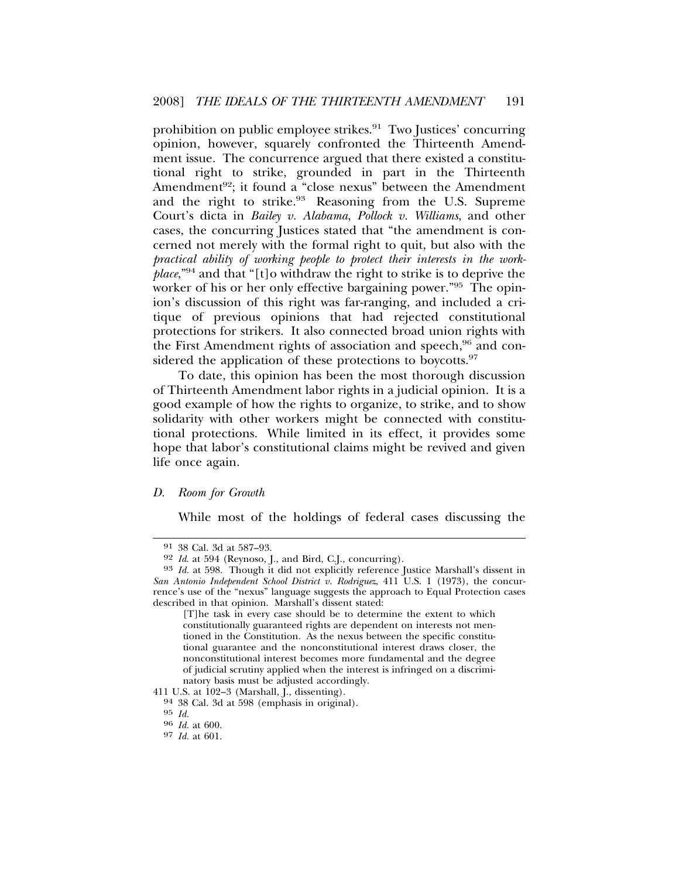prohibition on public employee strikes.[91] Two Justices' concurring opinion, however, squarely confronted the Thirteenth Amendment issue. The concurrence argued that there existed a constitutional right to strike, grounded in part in the Thirteenth Amendment[92]; it found a "close nexus" between the Amendment and the right to strike.[93] Reasoning from the U.S. Supreme Court's dicta in *Bailey v. Alabama*, *Pollock v. Williams*, and other cases, the concurring Justices stated that "the amendment is concerned not merely with the formal right to quit, but also with the *practical ability of working people to protect their interests in the workplace*,"[94] and that "[t]o withdraw the right to strike is to deprive the worker of his or her only effective bargaining power."[95] The opinion's discussion of this right was far-ranging, and included a critique of previous opinions that had rejected constitutional protections for strikers. It also connected broad union rights with the First Amendment rights of association and speech,[96] and considered the application of these protections to boycotts.[97]

To date, this opinion has been the most thorough discussion of Thirteenth Amendment labor rights in a judicial opinion. It is a good example of how the rights to organize, to strike, and to show solidarity with other workers might be connected with constitutional protections. While limited in its effect, it provides some hope that labor's constitutional claims might be revived and given life once again.

### D. *Room for Growth*

While most of the holdings of federal cases discussing the

---

[91] 38 Cal. 3d at 587–93.

[92] *Id.* at 594 (Reynoso, J., and Bird, C.J., concurring).

[93] *Id.* at 598. Though it did not explicitly reference Justice Marshall's dissent in *San Antonio Independent School District v. Rodriguez*, 411 U.S. 1 (1973), the concurrence's use of the "nexus" language suggests the approach to Equal Protection cases described in that opinion. Marshall's dissent stated:

> [T]he task in every case should be to determine the extent to which constitutionally guaranteed rights are dependent on interests not mentioned in the Constitution. As the nexus between the specific constitutional guarantee and the nonconstitutional interest draws closer, the nonconstitutional interest becomes more fundamental and the degree of judicial scrutiny applied when the interest is infringed on a discriminatory basis must be adjusted accordingly.

411 U.S. at 102–3 (Marshall, J., dissenting).

[94] 38 Cal. 3d at 598 (emphasis in original).

[95] *Id.*

[96] *Id.* at 600.

[97] *Id.* at 601.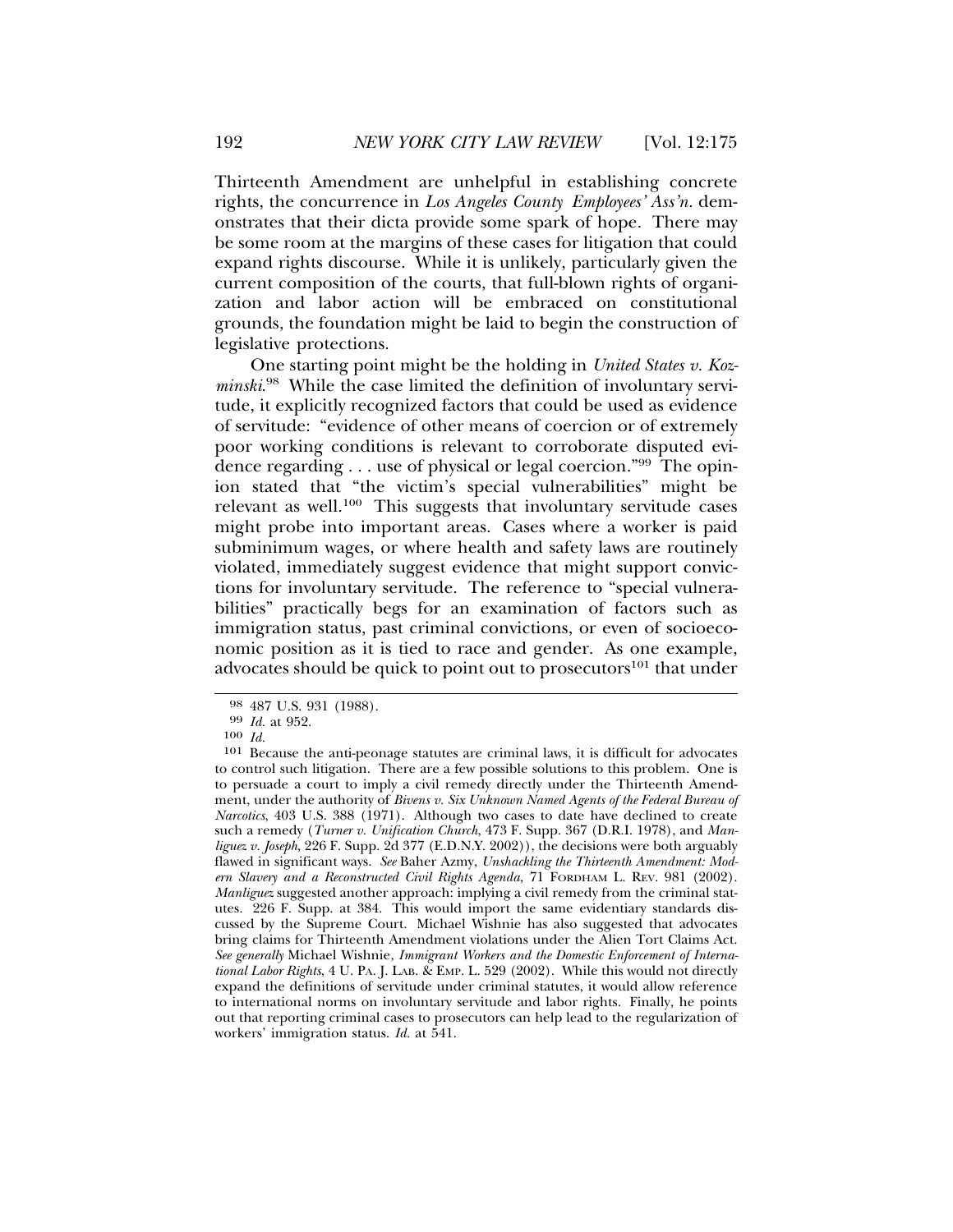Thirteenth Amendment are unhelpful in establishing concrete rights, the concurrence in *Los Angeles County Employees' Ass'n*. demonstrates that their dicta provide some spark of hope. There may be some room at the margins of these cases for litigation that could expand rights discourse. While it is unlikely, particularly given the current composition of the courts, that full-blown rights of organization and labor action will be embraced on constitutional grounds, the foundation might be laid to begin the construction of legislative protections.

One starting point might be the holding in *United States v. Kozminski*.[98] While the case limited the definition of involuntary servitude, it explicitly recognized factors that could be used as evidence of servitude: "evidence of other means of coercion or of extremely poor working conditions is relevant to corroborate disputed evidence regarding . . . use of physical or legal coercion."[99] The opinion stated that "the victim's special vulnerabilities" might be relevant as well.[100] This suggests that involuntary servitude cases might probe into important areas. Cases where a worker is paid subminimum wages, or where health and safety laws are routinely violated, immediately suggest evidence that might support convictions for involuntary servitude. The reference to "special vulnerabilities" practically begs for an examination of factors such as immigration status, past criminal convictions, or even of socioeconomic position as it is tied to race and gender. As one example, advocates should be quick to point out to prosecutors[101] that under

---

[98] 487 U.S. 931 (1988).

[99] *Id.* at 952.

[100] *Id.*

[101] Because the anti-peonage statutes are criminal laws, it is difficult for advocates to control such litigation. There are a few possible solutions to this problem. One is to persuade a court to imply a civil remedy directly under the Thirteenth Amendment, under the authority of *Bivens v. Six Unknown Named Agents of the Federal Bureau of Narcotics*, 403 U.S. 388 (1971). Although two cases to date have declined to create such a remedy (*Turner v. Unification Church*, 473 F. Supp. 367 (D.R.I. 1978), and *Manliguez v. Joseph*, 226 F. Supp. 2d 377 (E.D.N.Y. 2002)), the decisions were both arguably flawed in significant ways. *See* Baher Azmy, *Unshackling the Thirteenth Amendment: Modern Slavery and a Reconstructed Civil Rights Agenda*, 71 FORDHAM L. REV. 981 (2002). *Manliguez* suggested another approach: implying a civil remedy from the criminal statutes. 226 F. Supp. at 384. This would import the same evidentiary standards discussed by the Supreme Court. Michael Wishnie has also suggested that advocates bring claims for Thirteenth Amendment violations under the Alien Tort Claims Act. *See generally* Michael Wishnie, *Immigrant Workers and the Domestic Enforcement of International Labor Rights*, 4 U. PA. J. LAB. & EMP. L. 529 (2002). While this would not directly expand the definitions of servitude under criminal statutes, it would allow reference to international norms on involuntary servitude and labor rights. Finally, he points out that reporting criminal cases to prosecutors can help lead to the regularization of workers' immigration status. *Id.* at 541.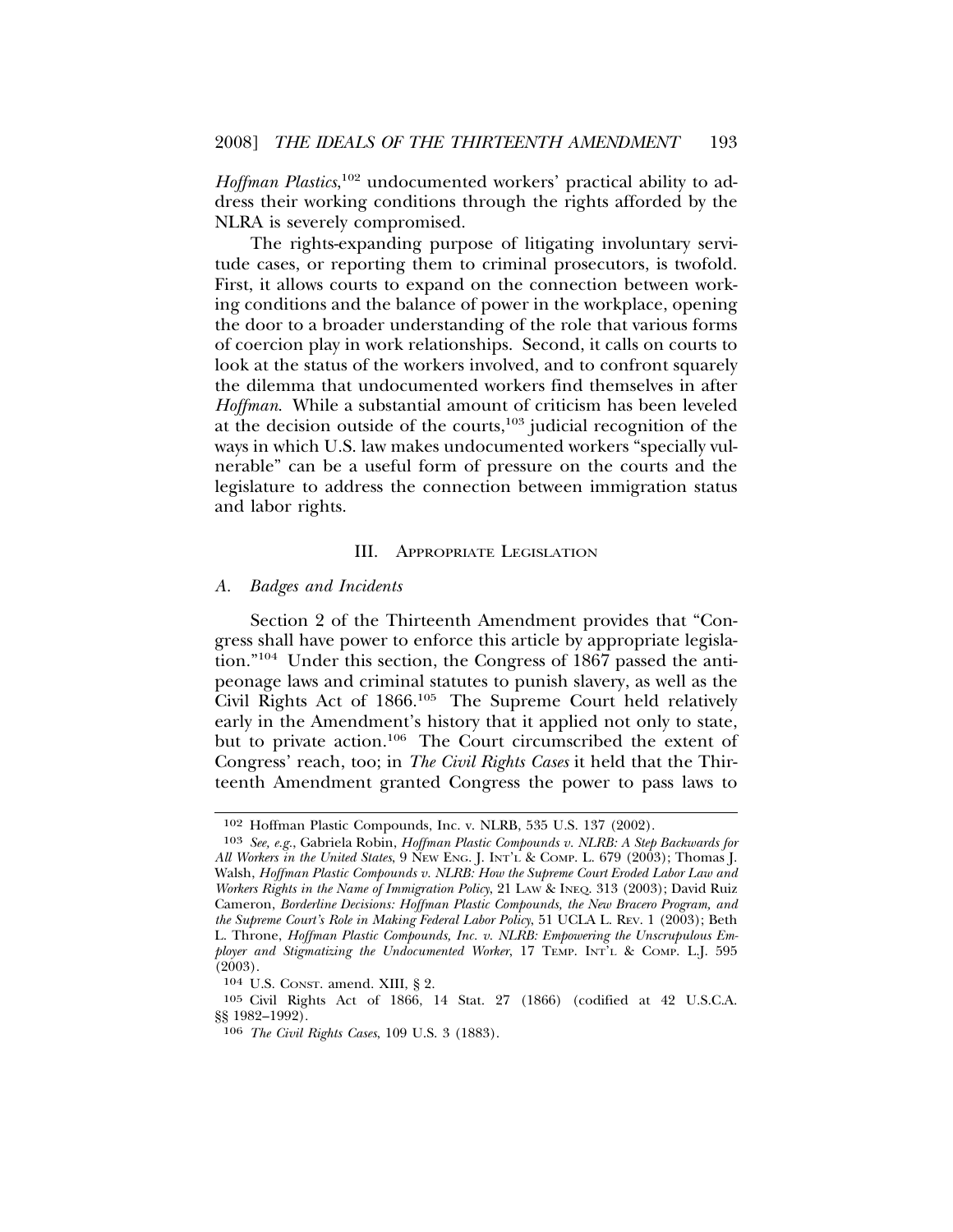*Hoffman Plastics*,[102] undocumented workers' practical ability to address their working conditions through the rights afforded by the NLRA is severely compromised.

The rights-expanding purpose of litigating involuntary servitude cases, or reporting them to criminal prosecutors, is twofold. First, it allows courts to expand on the connection between working conditions and the balance of power in the workplace, opening the door to a broader understanding of the role that various forms of coercion play in work relationships. Second, it calls on courts to look at the status of the workers involved, and to confront squarely the dilemma that undocumented workers find themselves in after *Hoffman*. While a substantial amount of criticism has been leveled at the decision outside of the courts,[103] judicial recognition of the ways in which U.S. law makes undocumented workers "specially vulnerable" can be a useful form of pressure on the courts and the legislature to address the connection between immigration status and labor rights.

## III. Appropriate Legislation

### A. *Badges and Incidents*

Section 2 of the Thirteenth Amendment provides that "Congress shall have power to enforce this article by appropriate legislation."[104] Under this section, the Congress of 1867 passed the anti-peonage laws and criminal statutes to punish slavery, as well as the Civil Rights Act of 1866.[105] The Supreme Court held relatively early in the Amendment's history that it applied not only to state, but to private action.[106] The Court circumscribed the extent of Congress' reach, too; in *The Civil Rights Cases* it held that the Thirteenth Amendment granted Congress the power to pass laws to

---

102 Hoffman Plastic Compounds, Inc. v. NLRB, 535 U.S. 137 (2002).

103 *See, e.g.*, Gabriela Robin, *Hoffman Plastic Compounds v. NLRB: A Step Backwards for All Workers in the United States*, 9 New Eng. J. Int'l & Comp. L. 679 (2003); Thomas J. Walsh, *Hoffman Plastic Compounds v. NLRB: How the Supreme Court Eroded Labor Law and Workers Rights in the Name of Immigration Policy*, 21 Law & Ineq. 313 (2003); David Ruiz Cameron, *Borderline Decisions: Hoffman Plastic Compounds, the New Bracero Program, and the Supreme Court's Role in Making Federal Labor Policy*, 51 UCLA L. Rev. 1 (2003); Beth L. Throne, *Hoffman Plastic Compounds, Inc. v. NLRB: Empowering the Unscrupulous Employer and Stigmatizing the Undocumented Worker*, 17 Temp. Int'l & Comp. L.J. 595 (2003).

104 U.S. Const. amend. XIII, § 2.

105 Civil Rights Act of 1866, 14 Stat. 27 (1866) (codified at 42 U.S.C.A. §§ 1982–1992).

106 *The Civil Rights Cases*, 109 U.S. 3 (1883).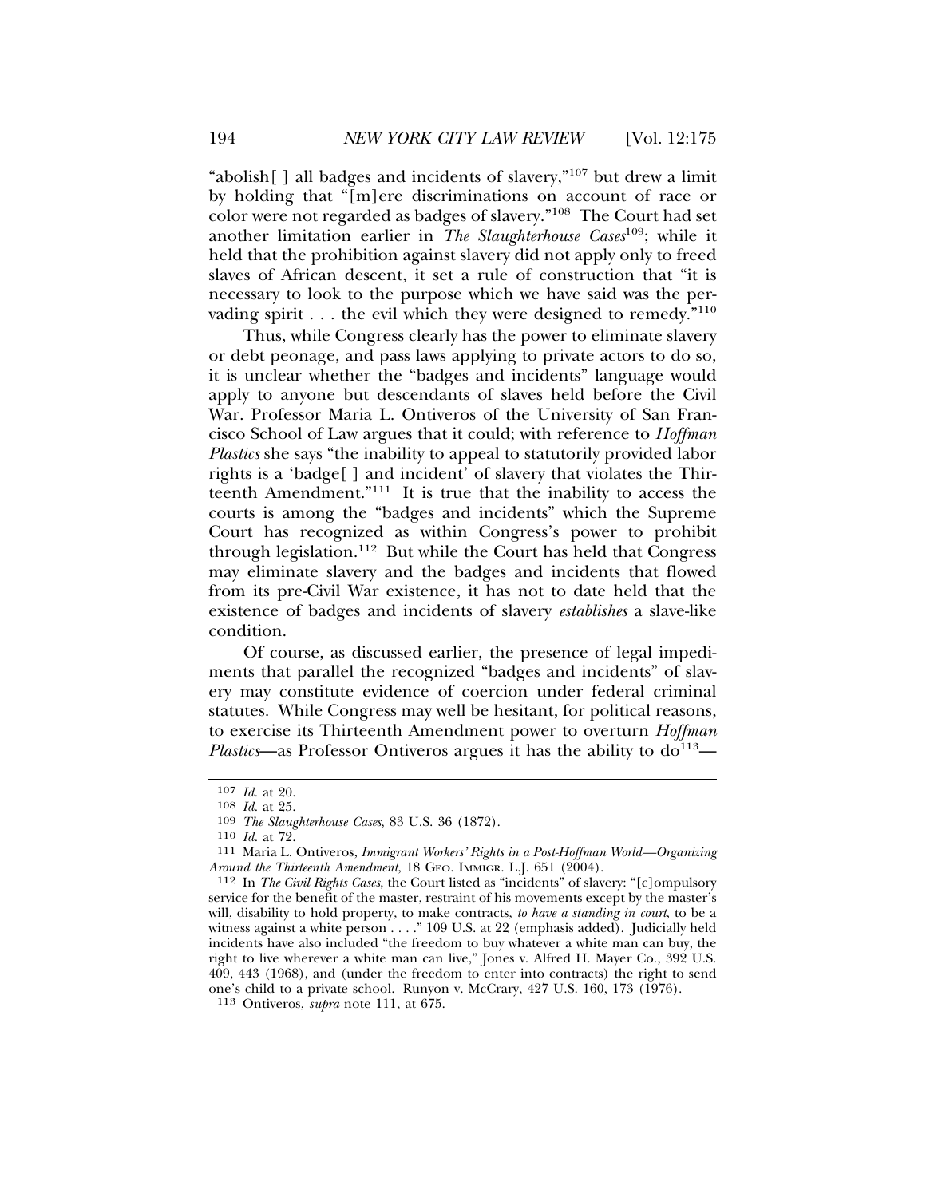"abolish[ ] all badges and incidents of slavery,"[107] but drew a limit by holding that "[m]ere discriminations on account of race or color were not regarded as badges of slavery."[108] The Court had set another limitation earlier in *The Slaughterhouse Cases*[109]; while it held that the prohibition against slavery did not apply only to freed slaves of African descent, it set a rule of construction that "it is necessary to look to the purpose which we have said was the pervading spirit . . . the evil which they were designed to remedy."[110]

Thus, while Congress clearly has the power to eliminate slavery or debt peonage, and pass laws applying to private actors to do so, it is unclear whether the "badges and incidents" language would apply to anyone but descendants of slaves held before the Civil War. Professor Maria L. Ontiveros of the University of San Francisco School of Law argues that it could; with reference to *Hoffman Plastics* she says "the inability to appeal to statutorily provided labor rights is a 'badge[ ] and incident' of slavery that violates the Thirteenth Amendment."[111] It is true that the inability to access the courts is among the "badges and incidents" which the Supreme Court has recognized as within Congress's power to prohibit through legislation.[112] But while the Court has held that Congress may eliminate slavery and the badges and incidents that flowed from its pre-Civil War existence, it has not to date held that the existence of badges and incidents of slavery *establishes* a slave-like condition.

Of course, as discussed earlier, the presence of legal impediments that parallel the recognized "badges and incidents" of slavery may constitute evidence of coercion under federal criminal statutes. While Congress may well be hesitant, for political reasons, to exercise its Thirteenth Amendment power to overturn *Hoffman Plastics*—as Professor Ontiveros argues it has the ability to do[113]—

---

107 *Id.* at 20.

108 *Id.* at 25.

109 *The Slaughterhouse Cases*, 83 U.S. 36 (1872).

110 *Id.* at 72.

111 Maria L. Ontiveros, *Immigrant Workers' Rights in a Post-Hoffman World—Organizing Around the Thirteenth Amendment*, 18 GEO. IMMIGR. L.J. 651 (2004).

112 In *The Civil Rights Cases*, the Court listed as "incidents" of slavery: "[c]ompulsory service for the benefit of the master, restraint of his movements except by the master's will, disability to hold property, to make contracts, *to have a standing in court*, to be a witness against a white person . . . ." 109 U.S. at 22 (emphasis added). Judicially held incidents have also included "the freedom to buy whatever a white man can buy, the right to live wherever a white man can live," Jones v. Alfred H. Mayer Co., 392 U.S. 409, 443 (1968), and (under the freedom to enter into contracts) the right to send one's child to a private school. Runyon v. McCrary, 427 U.S. 160, 173 (1976).

113 Ontiveros, *supra* note 111, at 675.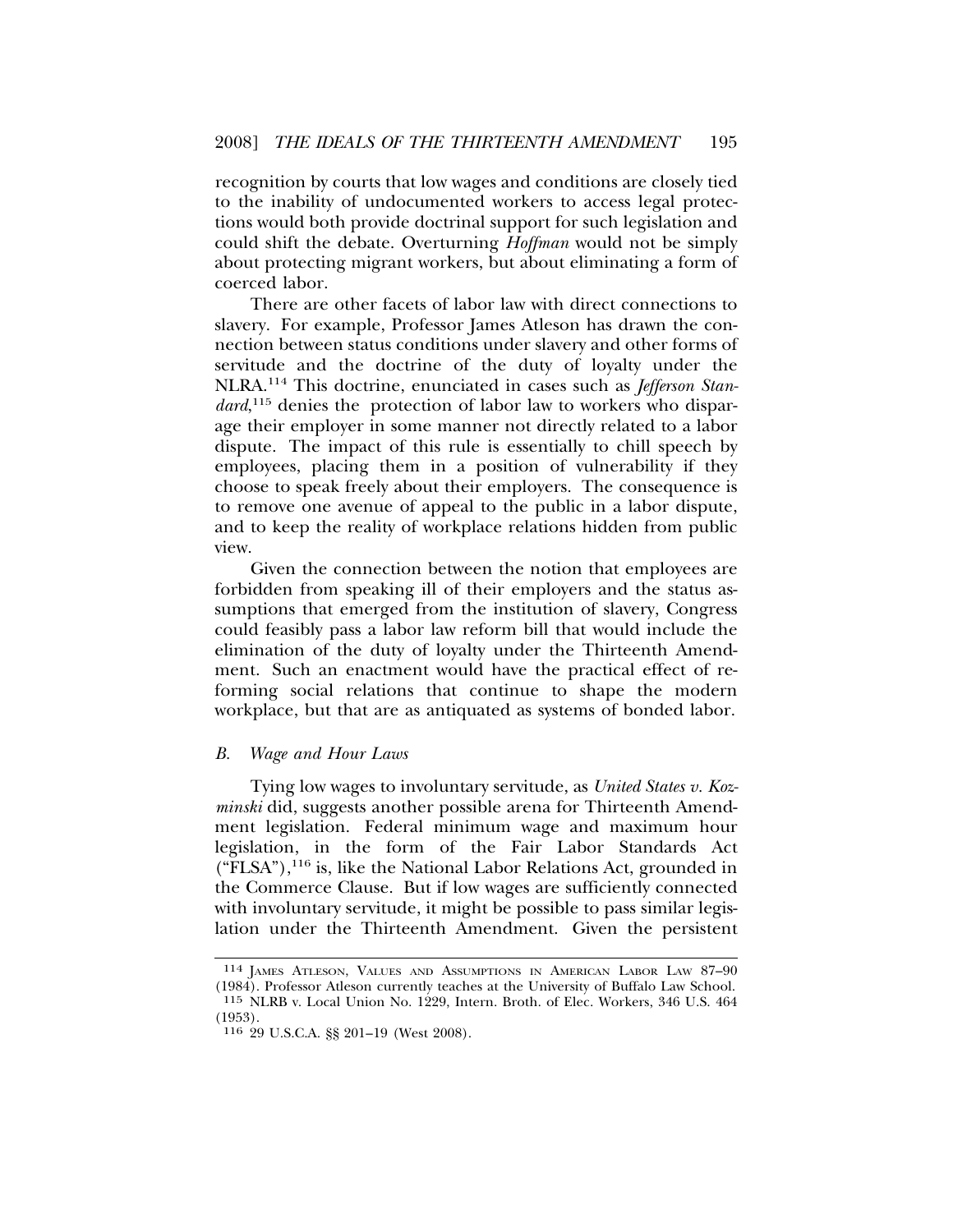recognition by courts that low wages and conditions are closely tied to the inability of undocumented workers to access legal protections would both provide doctrinal support for such legislation and could shift the debate. Overturning *Hoffman* would not be simply about protecting migrant workers, but about eliminating a form of coerced labor.

There are other facets of labor law with direct connections to slavery. For example, Professor James Atleson has drawn the connection between status conditions under slavery and other forms of servitude and the doctrine of the duty of loyalty under the NLRA.[114] This doctrine, enunciated in cases such as *Jefferson Standard*,[115] denies the protection of labor law to workers who disparage their employer in some manner not directly related to a labor dispute. The impact of this rule is essentially to chill speech by employees, placing them in a position of vulnerability if they choose to speak freely about their employers. The consequence is to remove one avenue of appeal to the public in a labor dispute, and to keep the reality of workplace relations hidden from public view.

Given the connection between the notion that employees are forbidden from speaking ill of their employers and the status assumptions that emerged from the institution of slavery, Congress could feasibly pass a labor law reform bill that would include the elimination of the duty of loyalty under the Thirteenth Amendment. Such an enactment would have the practical effect of reforming social relations that continue to shape the modern workplace, but that are as antiquated as systems of bonded labor.

### *B. Wage and Hour Laws*

Tying low wages to involuntary servitude, as *United States v. Kozminski* did, suggests another possible arena for Thirteenth Amendment legislation. Federal minimum wage and maximum hour legislation, in the form of the Fair Labor Standards Act ("FLSA"),[116] is, like the National Labor Relations Act, grounded in the Commerce Clause. But if low wages are sufficiently connected with involuntary servitude, it might be possible to pass similar legislation under the Thirteenth Amendment. Given the persistent

---

114 JAMES ATLESON, VALUES AND ASSUMPTIONS IN AMERICAN LABOR LAW 87–90 (1984). Professor Atleson currently teaches at the University of Buffalo Law School.

115 NLRB v. Local Union No. 1229, Intern. Broth. of Elec. Workers, 346 U.S. 464 (1953).

116 29 U.S.C.A. §§ 201–19 (West 2008).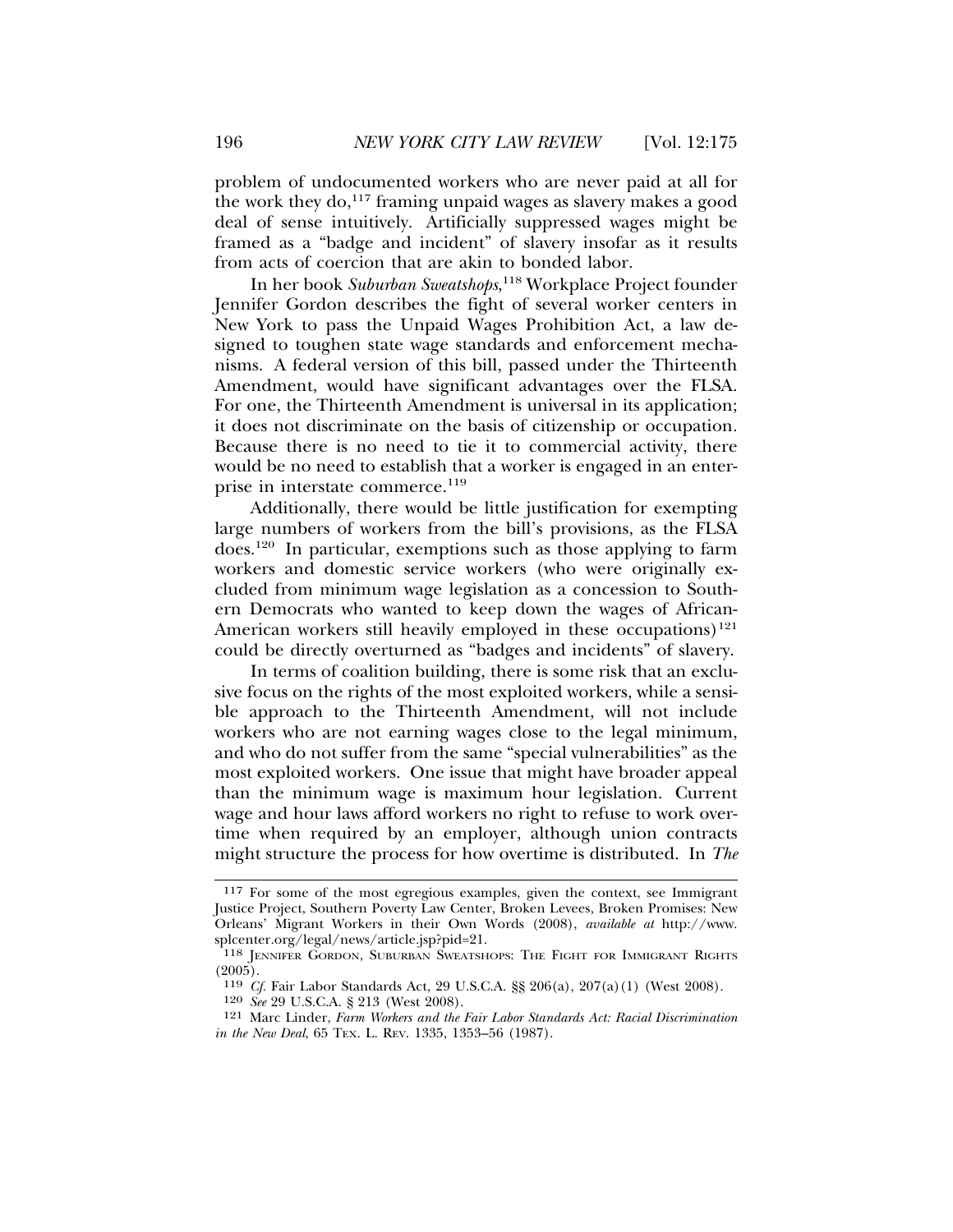problem of undocumented workers who are never paid at all for the work they do,[117] framing unpaid wages as slavery makes a good deal of sense intuitively. Artificially suppressed wages might be framed as a "badge and incident" of slavery insofar as it results from acts of coercion that are akin to bonded labor.

In her book *Suburban Sweatshops*,[118] Workplace Project founder Jennifer Gordon describes the fight of several worker centers in New York to pass the Unpaid Wages Prohibition Act, a law designed to toughen state wage standards and enforcement mechanisms. A federal version of this bill, passed under the Thirteenth Amendment, would have significant advantages over the FLSA. For one, the Thirteenth Amendment is universal in its application; it does not discriminate on the basis of citizenship or occupation. Because there is no need to tie it to commercial activity, there would be no need to establish that a worker is engaged in an enterprise in interstate commerce.[119]

Additionally, there would be little justification for exempting large numbers of workers from the bill's provisions, as the FLSA does.[120] In particular, exemptions such as those applying to farm workers and domestic service workers (who were originally excluded from minimum wage legislation as a concession to Southern Democrats who wanted to keep down the wages of African-American workers still heavily employed in these occupations)[121] could be directly overturned as "badges and incidents" of slavery.

In terms of coalition building, there is some risk that an exclusive focus on the rights of the most exploited workers, while a sensible approach to the Thirteenth Amendment, will not include workers who are not earning wages close to the legal minimum, and who do not suffer from the same "special vulnerabilities" as the most exploited workers. One issue that might have broader appeal than the minimum wage is maximum hour legislation. Current wage and hour laws afford workers no right to refuse to work overtime when required by an employer, although union contracts might structure the process for how overtime is distributed. In *The*

---

117 For some of the most egregious examples, given the context, see Immigrant Justice Project, Southern Poverty Law Center, Broken Levees, Broken Promises: New Orleans' Migrant Workers in their Own Words (2008), *available at* http://www.splcenter.org/legal/news/article.jsp?pid=21.

118 JENNIFER GORDON, SUBURBAN SWEATSHOPS: THE FIGHT FOR IMMIGRANT RIGHTS (2005).

119 *Cf.* Fair Labor Standards Act, 29 U.S.C.A. §§ 206(a), 207(a)(1) (West 2008).

120 *See* 29 U.S.C.A. § 213 (West 2008).

121 Marc Linder, *Farm Workers and the Fair Labor Standards Act: Racial Discrimination in the New Deal*, 65 TEX. L. REV. 1335, 1353–56 (1987).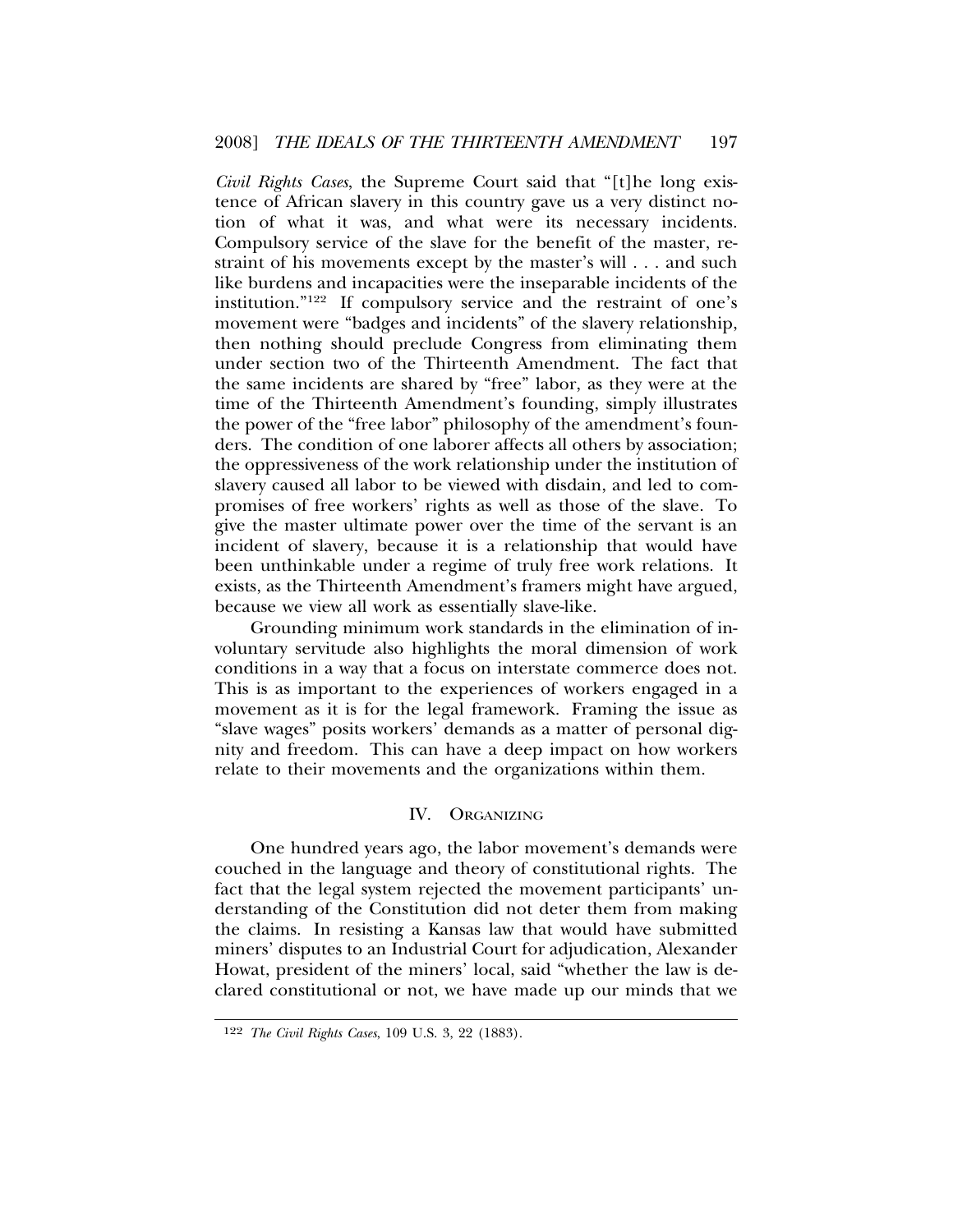*Civil Rights Cases*, the Supreme Court said that "[t]he long existence of African slavery in this country gave us a very distinct notion of what it was, and what were its necessary incidents. Compulsory service of the slave for the benefit of the master, restraint of his movements except by the master's will . . . and such like burdens and incapacities were the inseparable incidents of the institution."[122] If compulsory service and the restraint of one's movement were "badges and incidents" of the slavery relationship, then nothing should preclude Congress from eliminating them under section two of the Thirteenth Amendment. The fact that the same incidents are shared by "free" labor, as they were at the time of the Thirteenth Amendment's founding, simply illustrates the power of the "free labor" philosophy of the amendment's founders. The condition of one laborer affects all others by association; the oppressiveness of the work relationship under the institution of slavery caused all labor to be viewed with disdain, and led to compromises of free workers' rights as well as those of the slave. To give the master ultimate power over the time of the servant is an incident of slavery, because it is a relationship that would have been unthinkable under a regime of truly free work relations. It exists, as the Thirteenth Amendment's framers might have argued, because we view all work as essentially slave-like.

Grounding minimum work standards in the elimination of involuntary servitude also highlights the moral dimension of work conditions in a way that a focus on interstate commerce does not. This is as important to the experiences of workers engaged in a movement as it is for the legal framework. Framing the issue as "slave wages" posits workers' demands as a matter of personal dignity and freedom. This can have a deep impact on how workers relate to their movements and the organizations within them.

## IV. Organizing

One hundred years ago, the labor movement's demands were couched in the language and theory of constitutional rights. The fact that the legal system rejected the movement participants' understanding of the Constitution did not deter them from making the claims. In resisting a Kansas law that would have submitted miners' disputes to an Industrial Court for adjudication, Alexander Howat, president of the miners' local, said "whether the law is declared constitutional or not, we have made up our minds that we

[122] *The Civil Rights Cases*, 109 U.S. 3, 22 (1883).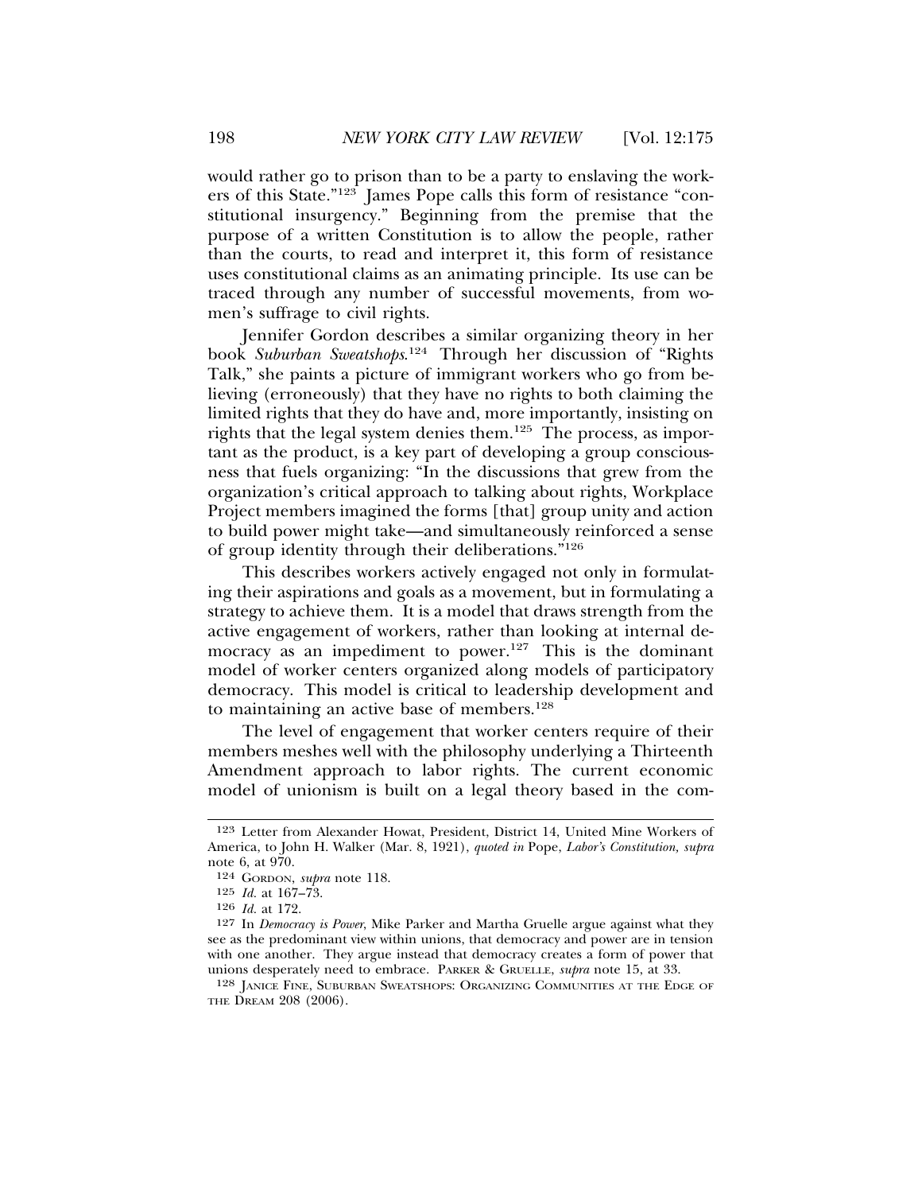would rather go to prison than to be a party to enslaving the workers of this State."[123] James Pope calls this form of resistance "constitutional insurgency." Beginning from the premise that the purpose of a written Constitution is to allow the people, rather than the courts, to read and interpret it, this form of resistance uses constitutional claims as an animating principle. Its use can be traced through any number of successful movements, from women's suffrage to civil rights.

Jennifer Gordon describes a similar organizing theory in her book *Suburban Sweatshops*.[124] Through her discussion of "Rights Talk," she paints a picture of immigrant workers who go from believing (erroneously) that they have no rights to both claiming the limited rights that they do have and, more importantly, insisting on rights that the legal system denies them.[125] The process, as important as the product, is a key part of developing a group consciousness that fuels organizing: "In the discussions that grew from the organization's critical approach to talking about rights, Workplace Project members imagined the forms [that] group unity and action to build power might take—and simultaneously reinforced a sense of group identity through their deliberations."[126]

This describes workers actively engaged not only in formulating their aspirations and goals as a movement, but in formulating a strategy to achieve them. It is a model that draws strength from the active engagement of workers, rather than looking at internal democracy as an impediment to power.[127] This is the dominant model of worker centers organized along models of participatory democracy. This model is critical to leadership development and to maintaining an active base of members.[128]

The level of engagement that worker centers require of their members meshes well with the philosophy underlying a Thirteenth Amendment approach to labor rights. The current economic model of unionism is built on a legal theory based in the com-

---

[123] Letter from Alexander Howat, President, District 14, United Mine Workers of America, to John H. Walker (Mar. 8, 1921), *quoted in* Pope, *Labor's Constitution, supra* note 6, at 970.

[124] GORDON, *supra* note 118.

[125] *Id.* at 167–73.

[126] *Id.* at 172.

[127] In *Democracy is Power*, Mike Parker and Martha Gruelle argue against what they see as the predominant view within unions, that democracy and power are in tension with one another. They argue instead that democracy creates a form of power that unions desperately need to embrace. PARKER & GRUELLE, *supra* note 15, at 33.

[128] JANICE FINE, SUBURBAN SWEATSHOPS: ORGANIZING COMMUNITIES AT THE EDGE OF THE DREAM 208 (2006).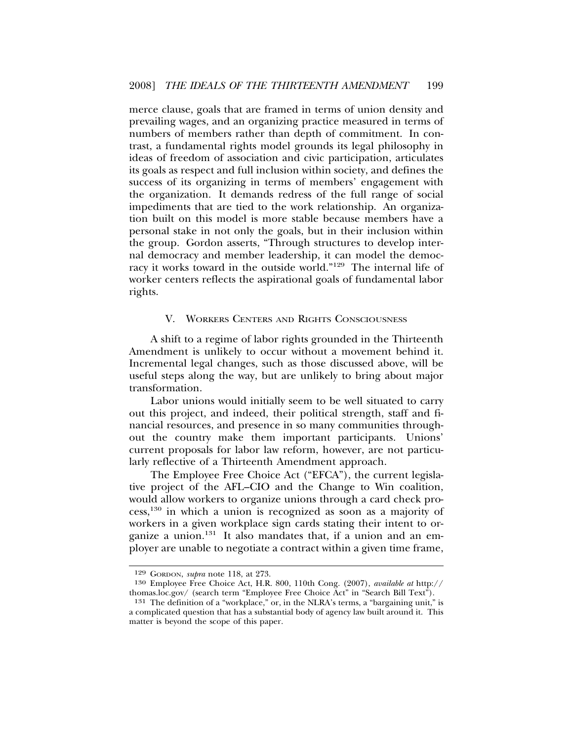merce clause, goals that are framed in terms of union density and prevailing wages, and an organizing practice measured in terms of numbers of members rather than depth of commitment. In contrast, a fundamental rights model grounds its legal philosophy in ideas of freedom of association and civic participation, articulates its goals as respect and full inclusion within society, and defines the success of its organizing in terms of members' engagement with the organization. It demands redress of the full range of social impediments that are tied to the work relationship. An organization built on this model is more stable because members have a personal stake in not only the goals, but in their inclusion within the group. Gordon asserts, "Through structures to develop internal democracy and member leadership, it can model the democracy it works toward in the outside world."[129] The internal life of worker centers reflects the aspirational goals of fundamental labor rights.

## V. Workers Centers and Rights Consciousness

A shift to a regime of labor rights grounded in the Thirteenth Amendment is unlikely to occur without a movement behind it. Incremental legal changes, such as those discussed above, will be useful steps along the way, but are unlikely to bring about major transformation.

Labor unions would initially seem to be well situated to carry out this project, and indeed, their political strength, staff and financial resources, and presence in so many communities throughout the country make them important participants. Unions' current proposals for labor law reform, however, are not particularly reflective of a Thirteenth Amendment approach.

The Employee Free Choice Act ("EFCA"), the current legislative project of the AFL–CIO and the Change to Win coalition, would allow workers to organize unions through a card check process,[130] in which a union is recognized as soon as a majority of workers in a given workplace sign cards stating their intent to organize a union.[131] It also mandates that, if a union and an employer are unable to negotiate a contract within a given time frame,

---

129 Gordon, *supra* note 118, at 273.

130 Employee Free Choice Act, H.R. 800, 110th Cong. (2007), *available at* http://thomas.loc.gov/ (search term "Employee Free Choice Act" in "Search Bill Text").

131 The definition of a "workplace," or, in the NLRA's terms, a "bargaining unit," is a complicated question that has a substantial body of agency law built around it. This matter is beyond the scope of this paper.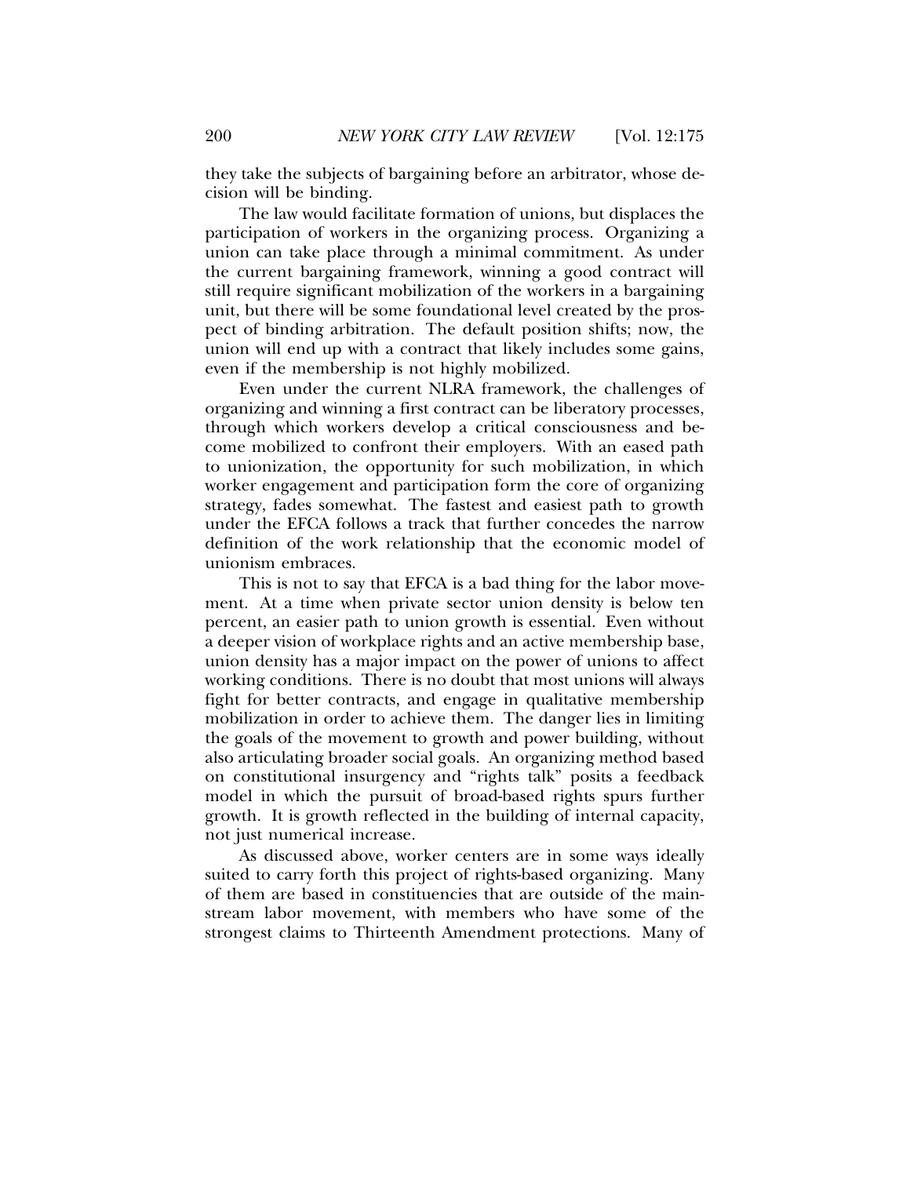they take the subjects of bargaining before an arbitrator, whose decision will be binding.

The law would facilitate formation of unions, but displaces the participation of workers in the organizing process. Organizing a union can take place through a minimal commitment. As under the current bargaining framework, winning a good contract will still require significant mobilization of the workers in a bargaining unit, but there will be some foundational level created by the prospect of binding arbitration. The default position shifts; now, the union will end up with a contract that likely includes some gains, even if the membership is not highly mobilized.

Even under the current NLRA framework, the challenges of organizing and winning a first contract can be liberatory processes, through which workers develop a critical consciousness and become mobilized to confront their employers. With an eased path to unionization, the opportunity for such mobilization, in which worker engagement and participation form the core of organizing strategy, fades somewhat. The fastest and easiest path to growth under the EFCA follows a track that further concedes the narrow definition of the work relationship that the economic model of unionism embraces.

This is not to say that EFCA is a bad thing for the labor movement. At a time when private sector union density is below ten percent, an easier path to union growth is essential. Even without a deeper vision of workplace rights and an active membership base, union density has a major impact on the power of unions to affect working conditions. There is no doubt that most unions will always fight for better contracts, and engage in qualitative membership mobilization in order to achieve them. The danger lies in limiting the goals of the movement to growth and power building, without also articulating broader social goals. An organizing method based on constitutional insurgency and "rights talk" posits a feedback model in which the pursuit of broad-based rights spurs further growth. It is growth reflected in the building of internal capacity, not just numerical increase.

As discussed above, worker centers are in some ways ideally suited to carry forth this project of rights-based organizing. Many of them are based in constituencies that are outside of the mainstream labor movement, with members who have some of the strongest claims to Thirteenth Amendment protections. Many of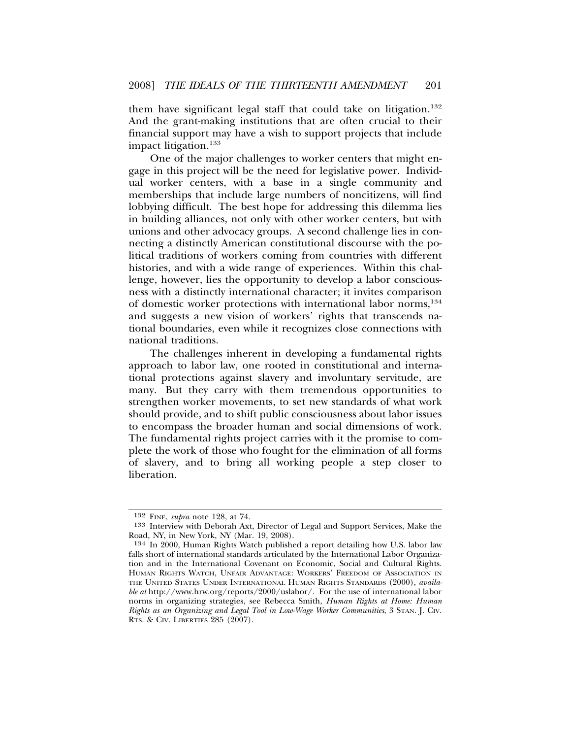them have significant legal staff that could take on litigation.[132] And the grant-making institutions that are often crucial to their financial support may have a wish to support projects that include impact litigation.[133]

One of the major challenges to worker centers that might engage in this project will be the need for legislative power. Individual worker centers, with a base in a single community and memberships that include large numbers of noncitizens, will find lobbying difficult. The best hope for addressing this dilemma lies in building alliances, not only with other worker centers, but with unions and other advocacy groups. A second challenge lies in connecting a distinctly American constitutional discourse with the political traditions of workers coming from countries with different histories, and with a wide range of experiences. Within this challenge, however, lies the opportunity to develop a labor consciousness with a distinctly international character; it invites comparison of domestic worker protections with international labor norms,[134] and suggests a new vision of workers' rights that transcends national boundaries, even while it recognizes close connections with national traditions.

The challenges inherent in developing a fundamental rights approach to labor law, one rooted in constitutional and international protections against slavery and involuntary servitude, are many. But they carry with them tremendous opportunities to strengthen worker movements, to set new standards of what work should provide, and to shift public consciousness about labor issues to encompass the broader human and social dimensions of work. The fundamental rights project carries with it the promise to complete the work of those who fought for the elimination of all forms of slavery, and to bring all working people a step closer to liberation.

---

132 FINE, *supra* note 128, at 74.

133 Interview with Deborah Axt, Director of Legal and Support Services, Make the Road, NY, in New York, NY (Mar. 19, 2008).

134 In 2000, Human Rights Watch published a report detailing how U.S. labor law falls short of international standards articulated by the International Labor Organization and in the International Covenant on Economic, Social and Cultural Rights. HUMAN RIGHTS WATCH, UNFAIR ADVANTAGE: WORKERS' FREEDOM OF ASSOCIATION IN THE UNITED STATES UNDER INTERNATIONAL HUMAN RIGHTS STANDARDS (2000), *available at* http://www.hrw.org/reports/2000/uslabor/. For the use of international labor norms in organizing strategies, see Rebecca Smith, *Human Rights at Home: Human Rights as an Organizing and Legal Tool in Low-Wage Worker Communities*, 3 STAN. J. CIV. RTS. & CIV. LIBERTIES 285 (2007).